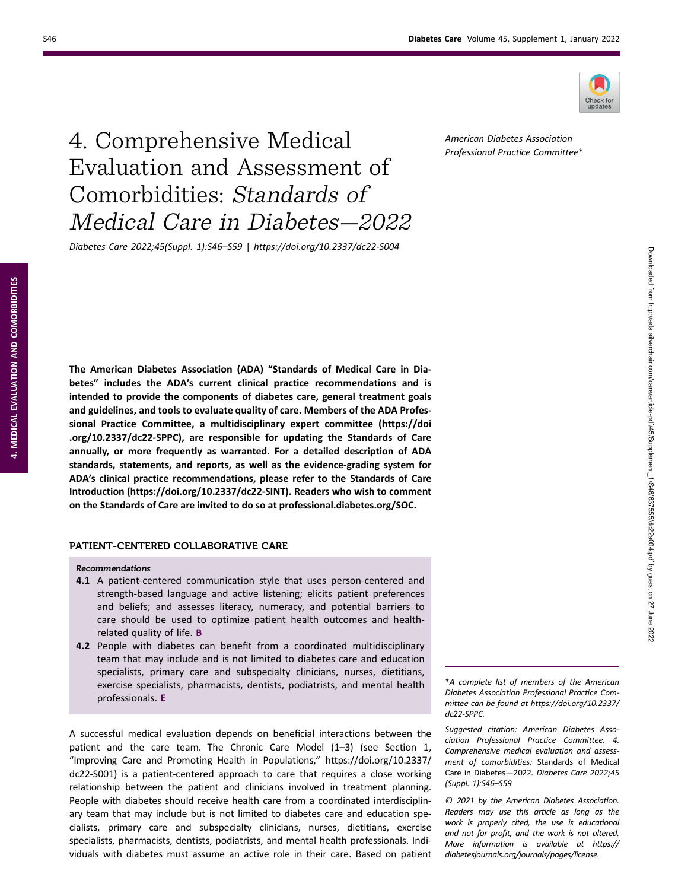# 4. Comprehensive Medical Evaluation and Assessment of Comorbidities: *Standards of Medical Care in Diabetes—2022*

*Diabetes Care 2022;45(Suppl. 1):S46–S59 | https://doi.org/10.2337/dc22-S004*

*American Diabetes Association Professional Practice Committee**

**The American Diabetes Association (ADA) "Standards of Medical Care in Diabetes" includes the ADA's current clinical practice recommendations and is intended to provide the components of diabetes care, general treatment goals and guidelines, and tools to evaluate quality of care. Members of the ADA Professional Practice Committee, a multidisciplinary expert committee (https://doi.org/10.2337/dc22-SPPC), are responsible for updating the Standards of Care annually, or more frequently as warranted. For a detailed description of ADA standards, statements, and reports, as well as the evidence-grading system for ADA's clinical practice recommendations, please refer to the Standards of Care Introduction (https://doi.org/10.2337/dc22-SINT). Readers who wish to comment on the Standards of Care are invited to do so at professional.diabetes.org/SOC.**

## PATIENT-CENTERED COLLABORATIVE CARE

*Recommendations*

**4.1** A patient-centered communication style that uses person-centered and strength-based language and active listening; elicits patient preferences and beliefs; and assesses literacy, numeracy, and potential barriers to care should be used to optimize patient health outcomes and health-related quality of life. **B**

**4.2** People with diabetes can benefit from a coordinated multidisciplinary team that may include and is not limited to diabetes care and education specialists, primary care and subspecialty clinicians, nurses, dietitians, exercise specialists, pharmacists, dentists, podiatrists, and mental health professionals. **E**

A successful medical evaluation depends on beneficial interactions between the patient and the care team. The Chronic Care Model (1–3) (see Section 1, "Improving Care and Promoting Health in Populations," https://doi.org/10.2337/dc22-S001) is a patient-centered approach to care that requires a close working relationship between the patient and clinicians involved in treatment planning. People with diabetes should receive health care from a coordinated interdisciplinary team that may include but is not limited to diabetes care and education specialists, primary care and subspecialty clinicians, nurses, dietitians, exercise specialists, pharmacists, dentists, podiatrists, and mental health professionals. Individuals with diabetes must assume an active role in their care. Based on patient

*\*A complete list of members of the American Diabetes Association Professional Practice Committee can be found at https://doi.org/10.2337/dc22-SPPC.*

*Suggested citation: American Diabetes Association Professional Practice Committee. 4. Comprehensive medical evaluation and assessment of comorbidities:* Standards of Medical Care in Diabetes—2022*. Diabetes Care 2022;45(Suppl. 1):S46–S59*

*© 2021 by the American Diabetes Association. Readers may use this article as long as the work is properly cited, the use is educational and not for profit, and the work is not altered. More information is available at https://diabetesjournals.org/journals/pages/license.*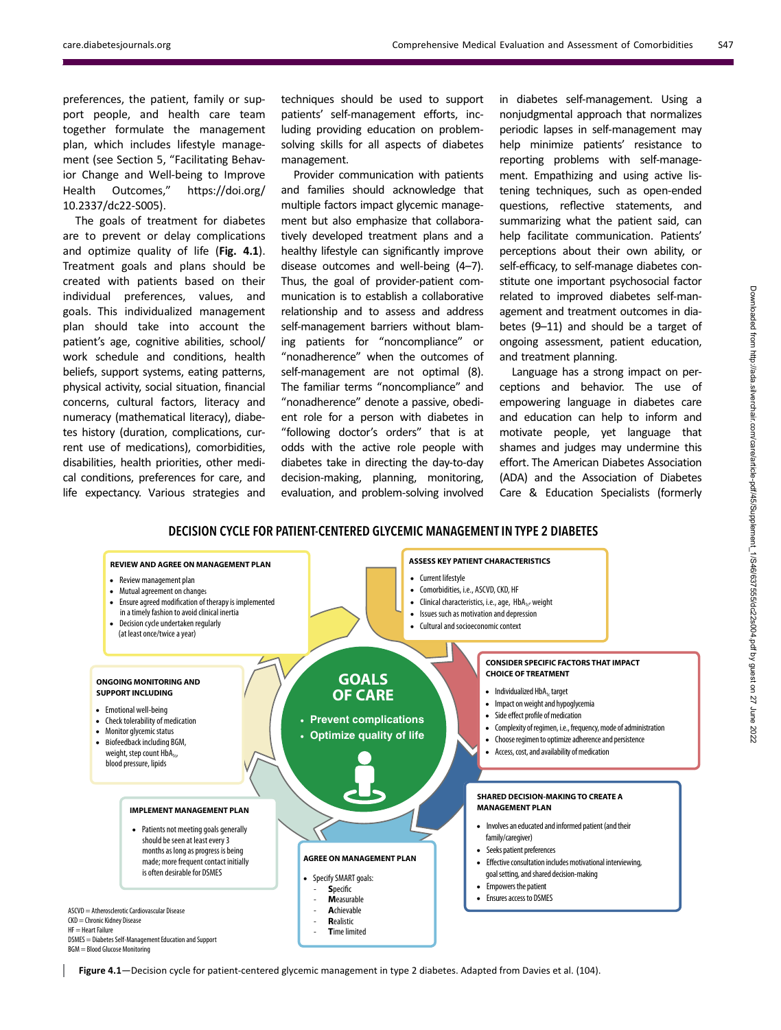preferences, the patient, family or support people, and health care team together formulate the management plan, which includes lifestyle management (see Section 5, "Facilitating Behavior Change and Well-being to Improve Health Outcomes," https://doi.org/10.2337/dc22-S005).

The goals of treatment for diabetes are to prevent or delay complications and optimize quality of life (**Fig. 4.1**). Treatment goals and plans should be created with patients based on their individual preferences, values, and goals. This individualized management plan should take into account the patient's age, cognitive abilities, school/work schedule and conditions, health beliefs, support systems, eating patterns, physical activity, social situation, financial concerns, cultural factors, literacy and numeracy (mathematical literacy), diabetes history (duration, complications, current use of medications), comorbidities, disabilities, health priorities, other medical conditions, preferences for care, and life expectancy. Various strategies and techniques should be used to support patients' self-management efforts, including providing education on problem-solving skills for all aspects of diabetes management.

Provider communication with patients and families should acknowledge that multiple factors impact glycemic management but also emphasize that collaboratively developed treatment plans and a healthy lifestyle can significantly improve disease outcomes and well-being (4–7). Thus, the goal of provider-patient communication is to establish a collaborative relationship and to assess and address self-management barriers without blaming patients for "noncompliance" or "nonadherence" when the outcomes of self-management are not optimal (8). The familiar terms "noncompliance" and "nonadherence" denote a passive, obedient role for a person with diabetes in "following doctor's orders" that is at odds with the active role people with diabetes take in directing the day-to-day decision-making, planning, monitoring, evaluation, and problem-solving involved in diabetes self-management. Using a nonjudgmental approach that normalizes periodic lapses in self-management may help minimize patients' resistance to reporting problems with self-management. Empathizing and using active listening techniques, such as open-ended questions, reflective statements, and summarizing what the patient said, can help facilitate communication. Patients' perceptions about their own ability, or self-efficacy, to self-manage diabetes constitute one important psychosocial factor related to improved diabetes self-management and treatment outcomes in diabetes (9–11) and should be a target of ongoing assessment, patient education, and treatment planning.

Language has a strong impact on perceptions and behavior. The use of empowering language in diabetes care and education can help to inform and motivate people, yet language that shames and judges may undermine this effort. The American Diabetes Association (ADA) and the Association of Diabetes Care & Education Specialists (formerly

**DECISION CYCLE FOR PATIENT-CENTERED GLYCEMIC MANAGEMENT IN TYPE 2 DIABETES**

**GOALS OF CARE**
- Prevent complications
- Optimize quality of life

**ASSESS KEY PATIENT CHARACTERISTICS**
- Current lifestyle
- Comorbidities, i.e., ASCVD, CKD, HF
- Clinical characteristics, i.e., age, $HbA_{1c}$, weight
- Issues such as motivation and depression
- Cultural and socioeconomic context

**CONSIDER SPECIFIC FACTORS THAT IMPACT CHOICE OF TREATMENT**
- Individualized $HbA_{1c}$ target
- Impact on weight and hypoglycemia
- Side effect profile of medication
- Complexity of regimen, i.e., frequency, mode of administration
- Choose regimen to optimize adherence and persistence
- Access, cost, and availability of medication

**SHARED DECISION-MAKING TO CREATE A MANAGEMENT PLAN**
- Involves an educated and informed patient (and their family/caregiver)
- Seeks patient preferences
- Effective consultation includes motivational interviewing, goal setting, and shared decision-making
- Empowers the patient
- Ensures access to DSMES

**AGREE ON MANAGEMENT PLAN**
- Specify SMART goals:
  - **S**pecific
  - **M**easurable
  - **A**chievable
  - **R**ealistic
  - **T**ime limited

**IMPLEMENT MANAGEMENT PLAN**
- Patients not meeting goals generally should be seen at least every 3 months as long as progress is being made; more frequent contact initially is often desirable for DSMES

**ONGOING MONITORING AND SUPPORT INCLUDING**
- Emotional well-being
- Check tolerability of medication
- Monitor glycemic status
- Biofeedback including BGM, weight, step count $HbA_{1c}$, blood pressure, lipids

**REVIEW AND AGREE ON MANAGEMENT PLAN**
- Review management plan
- Mutual agreement on changes
- Ensure agreed modification of therapy is implemented in a timely fashion to avoid clinical inertia
- Decision cycle undertaken regularly (at least once/twice a year)

ASCVD = Atherosclerotic Cardiovascular Disease
CKD = Chronic Kidney Disease
HF = Heart Failure
DSMES = Diabetes Self-Management Education and Support
BGM = Blood Glucose Monitoring

**Figure 4.1**—Decision cycle for patient-centered glycemic management in type 2 diabetes. Adapted from Davies et al. (104).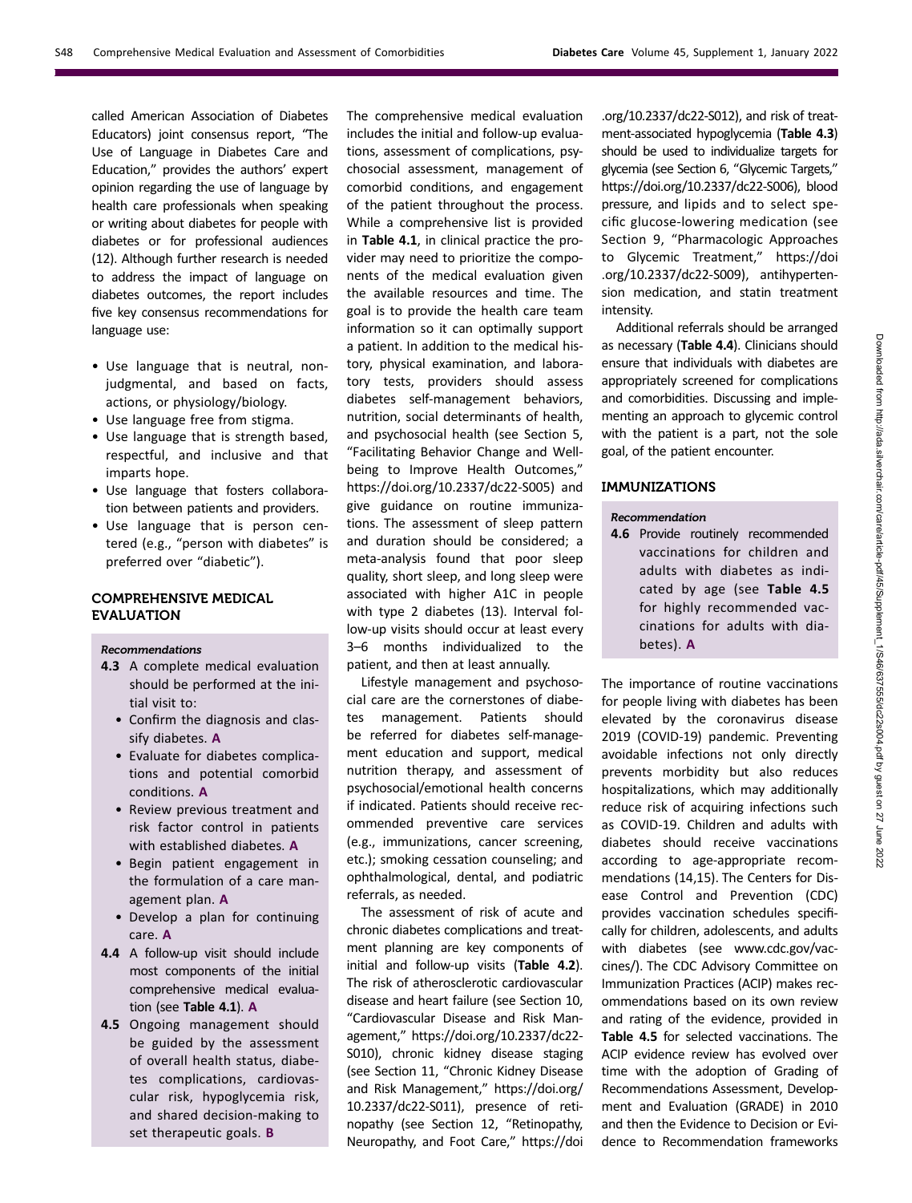called American Association of Diabetes Educators) joint consensus report, "The Use of Language in Diabetes Care and Education," provides the authors' expert opinion regarding the use of language by health care professionals when speaking or writing about diabetes for people with diabetes or for professional audiences (12). Although further research is needed to address the impact of language on diabetes outcomes, the report includes five key consensus recommendations for language use:

- Use language that is neutral, nonjudgmental, and based on facts, actions, or physiology/biology.
- Use language free from stigma.
- Use language that is strength based, respectful, and inclusive and that imparts hope.
- Use language that fosters collaboration between patients and providers.
- Use language that is person centered (e.g., "person with diabetes" is preferred over "diabetic").

## COMPREHENSIVE MEDICAL EVALUATION

***Recommendations***

**4.3** A complete medical evaluation should be performed at the initial visit to:
- Confirm the diagnosis and classify diabetes. **A**
- Evaluate for diabetes complications and potential comorbid conditions. **A**
- Review previous treatment and risk factor control in patients with established diabetes. **A**
- Begin patient engagement in the formulation of a care management plan. **A**
- Develop a plan for continuing care. **A**

**4.4** A follow-up visit should include most components of the initial comprehensive medical evaluation (see **Table 4.1**). **A**

**4.5** Ongoing management should be guided by the assessment of overall health status, diabetes complications, cardiovascular risk, hypoglycemia risk, and shared decision-making to set therapeutic goals. **B**

The comprehensive medical evaluation includes the initial and follow-up evaluations, assessment of complications, psychosocial assessment, management of comorbid conditions, and engagement of the patient throughout the process. While a comprehensive list is provided in **Table 4.1**, in clinical practice the provider may need to prioritize the components of the medical evaluation given the available resources and time. The goal is to provide the health care team information so it can optimally support a patient. In addition to the medical history, physical examination, and laboratory tests, providers should assess diabetes self-management behaviors, nutrition, social determinants of health, and psychosocial health (see Section 5, "Facilitating Behavior Change and Wellbeing to Improve Health Outcomes," https://doi.org/10.2337/dc22-S005) and give guidance on routine immunizations. The assessment of sleep pattern and duration should be considered; a meta-analysis found that poor sleep quality, short sleep, and long sleep were associated with higher A1C in people with type 2 diabetes (13). Interval follow-up visits should occur at least every 3–6 months individualized to the patient, and then at least annually.

Lifestyle management and psychosocial care are the cornerstones of diabetes management. Patients should be referred for diabetes self-management education and support, medical nutrition therapy, and assessment of psychosocial/emotional health concerns if indicated. Patients should receive recommended preventive care services (e.g., immunizations, cancer screening, etc.); smoking cessation counseling; and ophthalmological, dental, and podiatric referrals, as needed.

The assessment of risk of acute and chronic diabetes complications and treatment planning are key components of initial and follow-up visits (**Table 4.2**). The risk of atherosclerotic cardiovascular disease and heart failure (see Section 10, "Cardiovascular Disease and Risk Management," https://doi.org/10.2337/dc22-S010), chronic kidney disease staging (see Section 11, "Chronic Kidney Disease and Risk Management," https://doi.org/10.2337/dc22-S011), presence of retinopathy (see Section 12, "Retinopathy, Neuropathy, and Foot Care," https://doi.org/10.2337/dc22-S012), and risk of treatment-associated hypoglycemia (**Table 4.3**) should be used to individualize targets for glycemia (see Section 6, "Glycemic Targets," https://doi.org/10.2337/dc22-S006), blood pressure, and lipids and to select specific glucose-lowering medication (see Section 9, "Pharmacologic Approaches to Glycemic Treatment," https://doi.org/10.2337/dc22-S009), antihypertension medication, and statin treatment intensity.

Additional referrals should be arranged as necessary (**Table 4.4**). Clinicians should ensure that individuals with diabetes are appropriately screened for complications and comorbidities. Discussing and implementing an approach to glycemic control with the patient is a part, not the sole goal, of the patient encounter.

## IMMUNIZATIONS

***Recommendation***

**4.6** Provide routinely recommended vaccinations for children and adults with diabetes as indicated by age (see **Table 4.5** for highly recommended vaccinations for adults with diabetes). **A**

The importance of routine vaccinations for people living with diabetes has been elevated by the coronavirus disease 2019 (COVID-19) pandemic. Preventing avoidable infections not only directly prevents morbidity but also reduces hospitalizations, which may additionally reduce risk of acquiring infections such as COVID-19. Children and adults with diabetes should receive vaccinations according to age-appropriate recommendations (14,15). The Centers for Disease Control and Prevention (CDC) provides vaccination schedules specifically for children, adolescents, and adults with diabetes (see www.cdc.gov/vaccines/). The CDC Advisory Committee on Immunization Practices (ACIP) makes recommendations based on its own review and rating of the evidence, provided in **Table 4.5** for selected vaccinations. The ACIP evidence review has evolved over time with the adoption of Grading of Recommendations Assessment, Development and Evaluation (GRADE) in 2010 and then the Evidence to Decision or Evidence to Recommendation frameworks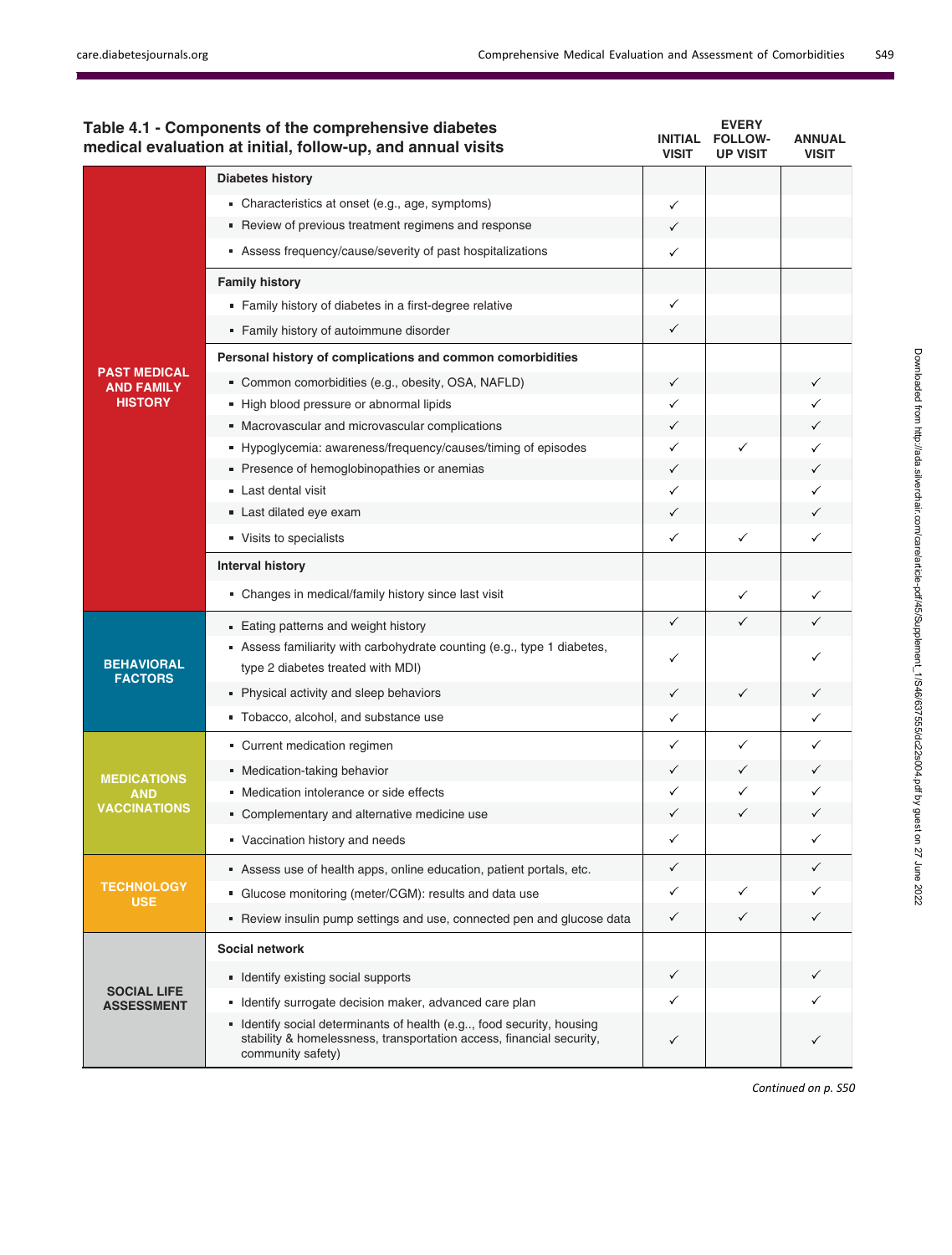**Table 4.1 - Components of the comprehensive diabetes medical evaluation at initial, follow-up, and annual visits**

| | | INITIAL VISIT | EVERY FOLLOW-UP VISIT | ANNUAL VISIT |
|---|---|---|---|---|
| **PAST MEDICAL AND FAMILY HISTORY** | **Diabetes history** | | | |
| | ▪ Characteristics at onset (e.g., age, symptoms) | ✓ | | |
| | ▪ Review of previous treatment regimens and response | ✓ | | |
| | ▪ Assess frequency/cause/severity of past hospitalizations | ✓ | | |
| | **Family history** | | | |
| | ▪ Family history of diabetes in a first-degree relative | ✓ | | |
| | ▪ Family history of autoimmune disorder | ✓ | | |
| | **Personal history of complications and common comorbidities** | | | |
| | ▪ Common comorbidities (e.g., obesity, OSA, NAFLD) | ✓ | | ✓ |
| | ▪ High blood pressure or abnormal lipids | ✓ | | ✓ |
| | ▪ Macrovascular and microvascular complications | ✓ | | ✓ |
| | ▪ Hypoglycemia: awareness/frequency/causes/timing of episodes | ✓ | ✓ | ✓ |
| | ▪ Presence of hemoglobinopathies or anemias | ✓ | | ✓ |
| | ▪ Last dental visit | ✓ | | ✓ |
| | ▪ Last dilated eye exam | ✓ | | ✓ |
| | ▪ Visits to specialists | ✓ | ✓ | ✓ |
| | **Interval history** | | | |
| | ▪ Changes in medical/family history since last visit | | ✓ | ✓ |
| **BEHAVIORAL FACTORS** | ▪ Eating patterns and weight history | ✓ | ✓ | ✓ |
| | ▪ Assess familiarity with carbohydrate counting (e.g., type 1 diabetes, type 2 diabetes treated with MDI) | ✓ | | ✓ |
| | ▪ Physical activity and sleep behaviors | ✓ | ✓ | ✓ |
| | ▪ Tobacco, alcohol, and substance use | ✓ | | ✓ |
| **MEDICATIONS AND VACCINATIONS** | ▪ Current medication regimen | ✓ | ✓ | ✓ |
| | ▪ Medication-taking behavior | ✓ | ✓ | ✓ |
| | ▪ Medication intolerance or side effects | ✓ | ✓ | ✓ |
| | ▪ Complementary and alternative medicine use | ✓ | ✓ | ✓ |
| | ▪ Vaccination history and needs | ✓ | | ✓ |
| **TECHNOLOGY USE** | ▪ Assess use of health apps, online education, patient portals, etc. | ✓ | | ✓ |
| | ▪ Glucose monitoring (meter/CGM): results and data use | ✓ | ✓ | ✓ |
| | ▪ Review insulin pump settings and use, connected pen and glucose data | ✓ | ✓ | ✓ |
| **SOCIAL LIFE ASSESSMENT** | **Social network** | | | |
| | ▪ Identify existing social supports | ✓ | | ✓ |
| | ▪ Identify surrogate decision maker, advanced care plan | ✓ | | ✓ |
| | ▪ Identify social determinants of health (e.g.., food security, housing stability & homelessness, transportation access, financial security, community safety) | ✓ | | ✓ |

*Continued on p. S50*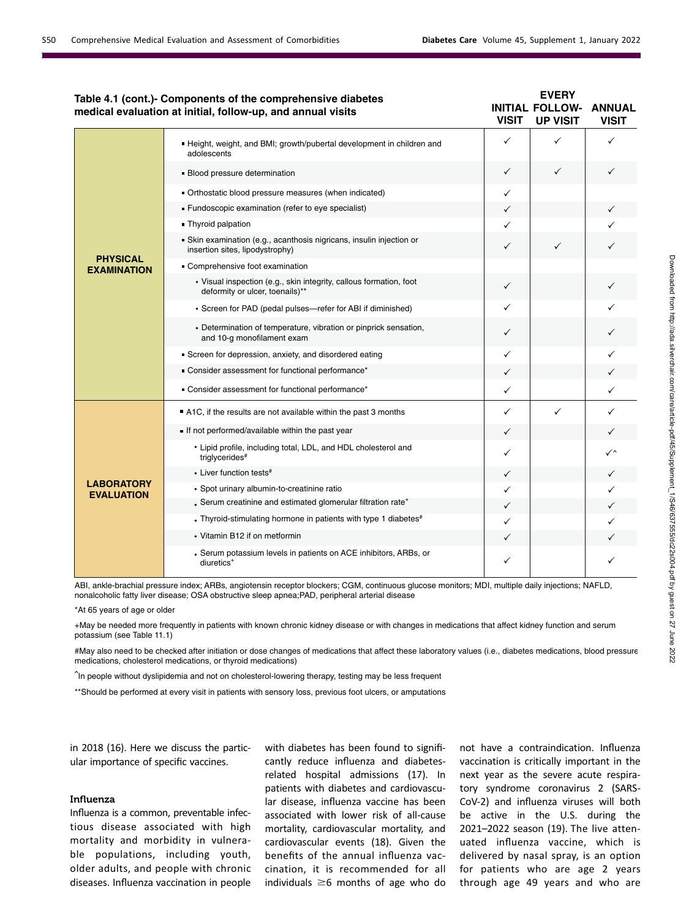| Table 4.1 (cont.)- Components of the comprehensive diabetes medical evaluation at initial, follow-up, and annual visits | | INITIAL VISIT | EVERY FOLLOW-UP VISIT | ANNUAL VISIT |
|---|---|---|---|---|
| PHYSICAL EXAMINATION | ▪ Height, weight, and BMI; growth/pubertal development in children and adolescents | ✓ | ✓ | ✓ |
| | ▪ Blood pressure determination | ✓ | ✓ | ✓ |
| | ▪ Orthostatic blood pressure measures (when indicated) | ✓ | | |
| | ▪ Fundoscopic examination (refer to eye specialist) | ✓ | | ✓ |
| | ▪ Thyroid palpation | ✓ | | ✓ |
| | ▪ Skin examination (e.g., acanthosis nigricans, insulin injection or insertion sites, lipodystrophy) | ✓ | ✓ | ✓ |
| | ▪ Comprehensive foot examination | | | |
| | • Visual inspection (e.g., skin integrity, callous formation, foot deformity or ulcer, toenails)** | ✓ | | ✓ |
| | • Screen for PAD (pedal pulses—refer for ABI if diminished) | ✓ | | ✓ |
| | • Determination of temperature, vibration or pinprick sensation, and 10-g monofilament exam | ✓ | | ✓ |
| | ▪ Screen for depression, anxiety, and disordered eating | ✓ | | ✓ |
| | ▪ Consider assessment for functional performance* | ✓ | | ✓ |
| | ▪ Consider assessment for functional performance* | ✓ | | ✓ |
| LABORATORY EVALUATION | ▪ A1C, if the results are not available within the past 3 months | ✓ | ✓ | ✓ |
| | ▪ If not performed/available within the past year | ✓ | | ✓ |
| | • Lipid profile, including total, LDL, and HDL cholesterol and triglycerides# | ✓ | | ✓^ |
| | • Liver function tests# | ✓ | | ✓ |
| | • Spot urinary albumin-to-creatinine ratio | ✓ | | ✓ |
| | • Serum creatinine and estimated glomerular filtration rate+ | ✓ | | ✓ |
| | • Thyroid-stimulating hormone in patients with type 1 diabetes# | ✓ | | ✓ |
| | • Vitamin B12 if on metformin | ✓ | | ✓ |
| | • Serum potassium levels in patients on ACE inhibitors, ARBs, or diuretics+ | ✓ | | ✓ |

ABI, ankle-brachial pressure index; ARBs, angiotensin receptor blockers; CGM, continuous glucose monitors; MDI, multiple daily injections; NAFLD, nonalcoholic fatty liver disease; OSA obstructive sleep apnea;PAD, peripheral arterial disease

*At 65 years of age or older

+May be needed more frequently in patients with known chronic kidney disease or with changes in medications that affect kidney function and serum potassium (see Table 11.1)

#May also need to be checked after initiation or dose changes of medications that affect these laboratory values (i.e., diabetes medications, blood pressure medications, cholesterol medications, or thyroid medications)

^In people without dyslipidemia and not on cholesterol-lowering therapy, testing may be less frequent

**Should be performed at every visit in patients with sensory loss, previous foot ulcers, or amputations

in 2018 (16). Here we discuss the particular importance of specific vaccines.

#### Influenza

Influenza is a common, preventable infectious disease associated with high mortality and morbidity in vulnerable populations, including youth, older adults, and people with chronic diseases. Influenza vaccination in people with diabetes has been found to significantly reduce influenza and diabetes-related hospital admissions (17). In patients with diabetes and cardiovascular disease, influenza vaccine has been associated with lower risk of all-cause mortality, cardiovascular mortality, and cardiovascular events (18). Given the benefits of the annual influenza vaccination, it is recommended for all individuals ≥6 months of age who do not have a contraindication. Influenza vaccination is critically important in the next year as the severe acute respiratory syndrome coronavirus 2 (SARS-CoV-2) and influenza viruses will both be active in the U.S. during the 2021–2022 season (19). The live attenuated influenza vaccine, which is delivered by nasal spray, is an option for patients who are age 2 years through age 49 years and who are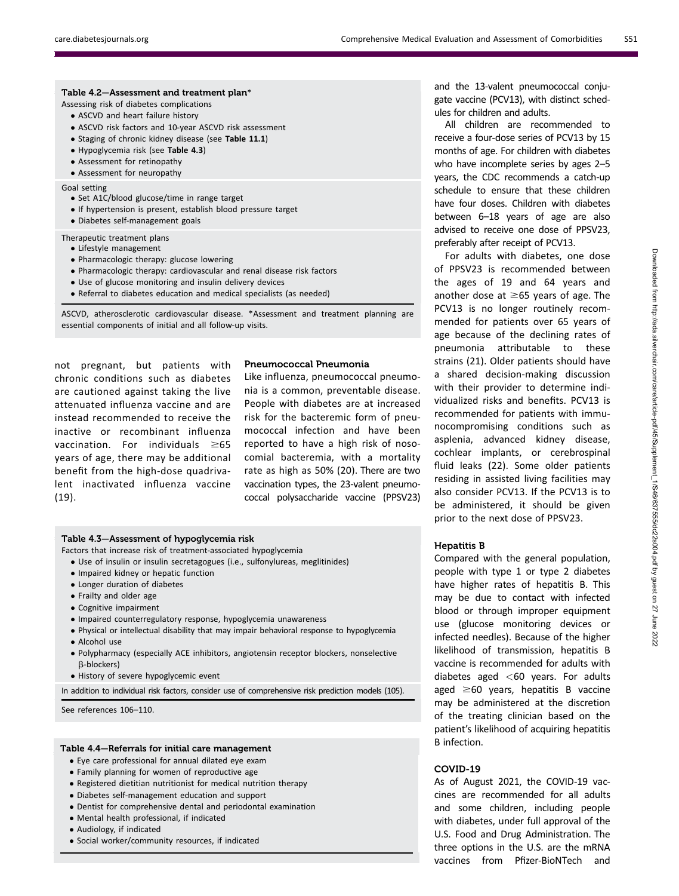**Table 4.2—Assessment and treatment plan***

Assessing risk of diabetes complications

- ASCVD and heart failure history
- ASCVD risk factors and 10-year ASCVD risk assessment
- Staging of chronic kidney disease (see **Table 11.1**)
- Hypoglycemia risk (see **Table 4.3**)
- Assessment for retinopathy
- Assessment for neuropathy

Goal setting

- Set A1C/blood glucose/time in range target
- If hypertension is present, establish blood pressure target
- Diabetes self-management goals

Therapeutic treatment plans

- Lifestyle management
- Pharmacologic therapy: glucose lowering
- Pharmacologic therapy: cardiovascular and renal disease risk factors
- Use of glucose monitoring and insulin delivery devices
- Referral to diabetes education and medical specialists (as needed)

ASCVD, atherosclerotic cardiovascular disease. *Assessment and treatment planning are essential components of initial and all follow-up visits.

not pregnant, but patients with chronic conditions such as diabetes are cautioned against taking the live attenuated influenza vaccine and are instead recommended to receive the inactive or recombinant influenza vaccination. For individuals ≥65 years of age, there may be additional benefit from the high-dose quadrivalent inactivated influenza vaccine (19).

#### Pneumococcal Pneumonia

Like influenza, pneumococcal pneumonia is a common, preventable disease. People with diabetes are at increased risk for the bacteremic form of pneumococcal infection and have been reported to have a high risk of nosocomial bacteremia, with a mortality rate as high as 50% (20). There are two vaccination types, the 23-valent pneumococcal polysaccharide vaccine (PPSV23) and the 13-valent pneumococcal conjugate vaccine (PCV13), with distinct schedules for children and adults.

All children are recommended to receive a four-dose series of PCV13 by 15 months of age. For children with diabetes who have incomplete series by ages 2–5 years, the CDC recommends a catch-up schedule to ensure that these children have four doses. Children with diabetes between 6–18 years of age are also advised to receive one dose of PPSV23, preferably after receipt of PCV13.

For adults with diabetes, one dose of PPSV23 is recommended between the ages of 19 and 64 years and another dose at ≥65 years of age. The PCV13 is no longer routinely recommended for patients over 65 years of age because of the declining rates of pneumonia attributable to these strains (21). Older patients should have a shared decision-making discussion with their provider to determine individualized risks and benefits. PCV13 is recommended for patients with immunocompromising conditions such as asplenia, advanced kidney disease, cochlear implants, or cerebrospinal fluid leaks (22). Some older patients residing in assisted living facilities may also consider PCV13. If the PCV13 is to be administered, it should be given prior to the next dose of PPSV23.

**Table 4.3—Assessment of hypoglycemia risk**

Factors that increase risk of treatment-associated hypoglycemia

- Use of insulin or insulin secretagogues (i.e., sulfonylureas, meglitinides)
- Impaired kidney or hepatic function
- Longer duration of diabetes
- Frailty and older age
- Cognitive impairment
- Impaired counterregulatory response, hypoglycemia unawareness
- Physical or intellectual disability that may impair behavioral response to hypoglycemia
- Alcohol use
- Polypharmacy (especially ACE inhibitors, angiotensin receptor blockers, nonselective β-blockers)
- History of severe hypoglycemic event

In addition to individual risk factors, consider use of comprehensive risk prediction models (105).

See references 106–110.

**Table 4.4—Referrals for initial care management**

- Eye care professional for annual dilated eye exam
- Family planning for women of reproductive age
- Registered dietitian nutritionist for medical nutrition therapy
- Diabetes self-management education and support
- Dentist for comprehensive dental and periodontal examination
- Mental health professional, if indicated
- Audiology, if indicated
- Social worker/community resources, if indicated

#### Hepatitis B

Compared with the general population, people with type 1 or type 2 diabetes have higher rates of hepatitis B. This may be due to contact with infected blood or through improper equipment use (glucose monitoring devices or infected needles). Because of the higher likelihood of transmission, hepatitis B vaccine is recommended for adults with diabetes aged <60 years. For adults aged ≥60 years, hepatitis B vaccine may be administered at the discretion of the treating clinician based on the patient's likelihood of acquiring hepatitis B infection.

#### COVID-19

As of August 2021, the COVID-19 vaccines are recommended for all adults and some children, including people with diabetes, under full approval of the U.S. Food and Drug Administration. The three options in the U.S. are the mRNA vaccines from Pfizer-BioNTech and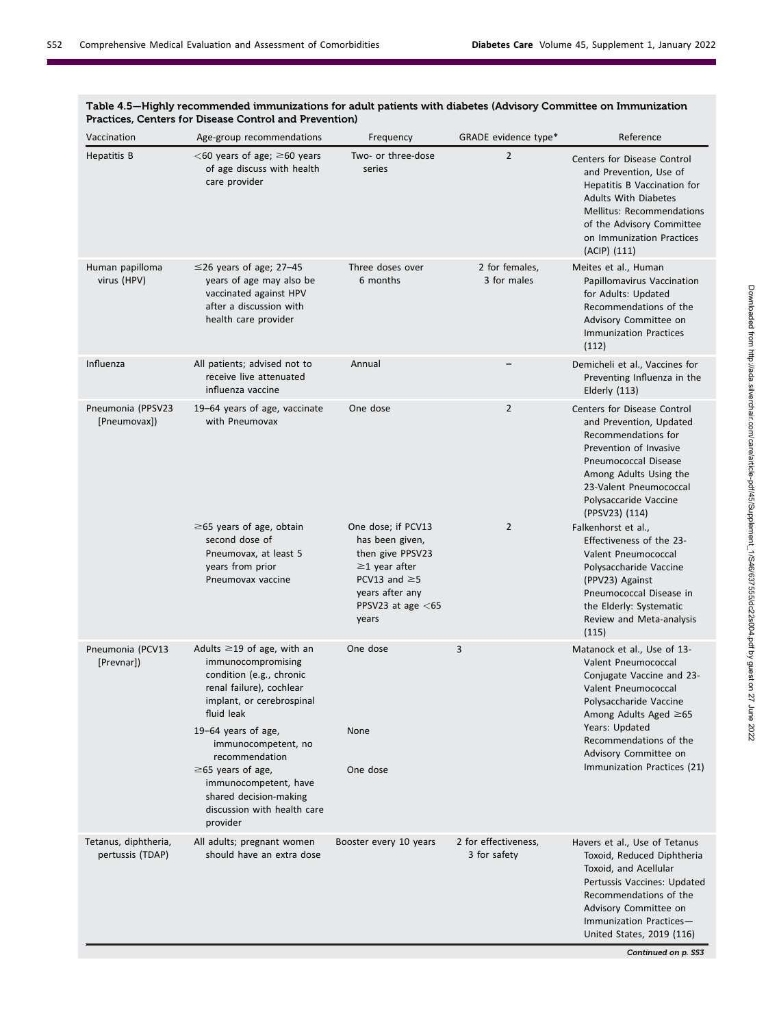**Table 4.5—Highly recommended immunizations for adult patients with diabetes (Advisory Committee on Immunization Practices, Centers for Disease Control and Prevention)**

| Vaccination | Age-group recommendations | Frequency | GRADE evidence type* | Reference |
|---|---|---|---|---|
| Hepatitis B | <60 years of age; ≥60 years of age discuss with health care provider | Two- or three-dose series | 2 | Centers for Disease Control and Prevention, Use of Hepatitis B Vaccination for Adults With Diabetes Mellitus: Recommendations of the Advisory Committee on Immunization Practices (ACIP) (111) |
| Human papilloma virus (HPV) | ≤26 years of age; 27–45 years of age may also be vaccinated against HPV after a discussion with health care provider | Three doses over 6 months | 2 for females, 3 for males | Meites et al., Human Papillomavirus Vaccination for Adults: Updated Recommendations of the Advisory Committee on Immunization Practices (112) |
| Influenza | All patients; advised not to receive live attenuated influenza vaccine | Annual | – | Demicheli et al., Vaccines for Preventing Influenza in the Elderly (113) |
| Pneumonia (PPSV23 [Pneumovax]) | 19–64 years of age, vaccinate with Pneumovax | One dose | 2 | Centers for Disease Control and Prevention, Updated Recommendations for Prevention of Invasive Pneumococcal Disease Among Adults Using the 23-Valent Pneumococcal Polysaccaride Vaccine (PPSV23) (114) |
| | ≥65 years of age, obtain second dose of Pneumovax, at least 5 years from prior Pneumovax vaccine | One dose; if PCV13 has been given, then give PPSV23 ≥1 year after PCV13 and ≥5 years after any PPSV23 at age <65 years | 2 | Falkenhorst et al., Effectiveness of the 23-Valent Pneumococcal Polysaccharide Vaccine (PPV23) Against Pneumococcal Disease in the Elderly: Systematic Review and Meta-analysis (115) |
| Pneumonia (PCV13 [Prevnar]) | Adults ≥19 of age, with an immunocompromising condition (e.g., chronic renal failure), cochlear implant, or cerebrospinal fluid leak | One dose | 3 | Matanock et al., Use of 13-Valent Pneumococcal Conjugate Vaccine and 23-Valent Pneumococcal Polysaccharide Vaccine Among Adults Aged ≥65 Years: Updated Recommendations of the Advisory Committee on Immunization Practices (21) |
| | 19–64 years of age, immunocompetent, no recommendation | None | | |
| | ≥65 years of age, immunocompetent, have shared decision-making discussion with health care provider | One dose | | |
| Tetanus, diphtheria, pertussis (TDAP) | All adults; pregnant women should have an extra dose | Booster every 10 years | 2 for effectiveness, 3 for safety | Havers et al., Use of Tetanus Toxoid, Reduced Diphtheria Toxoid, and Acellular Pertussis Vaccines: Updated Recommendations of the Advisory Committee on Immunization Practices—United States, 2019 (116) |

*Continued on p. S53*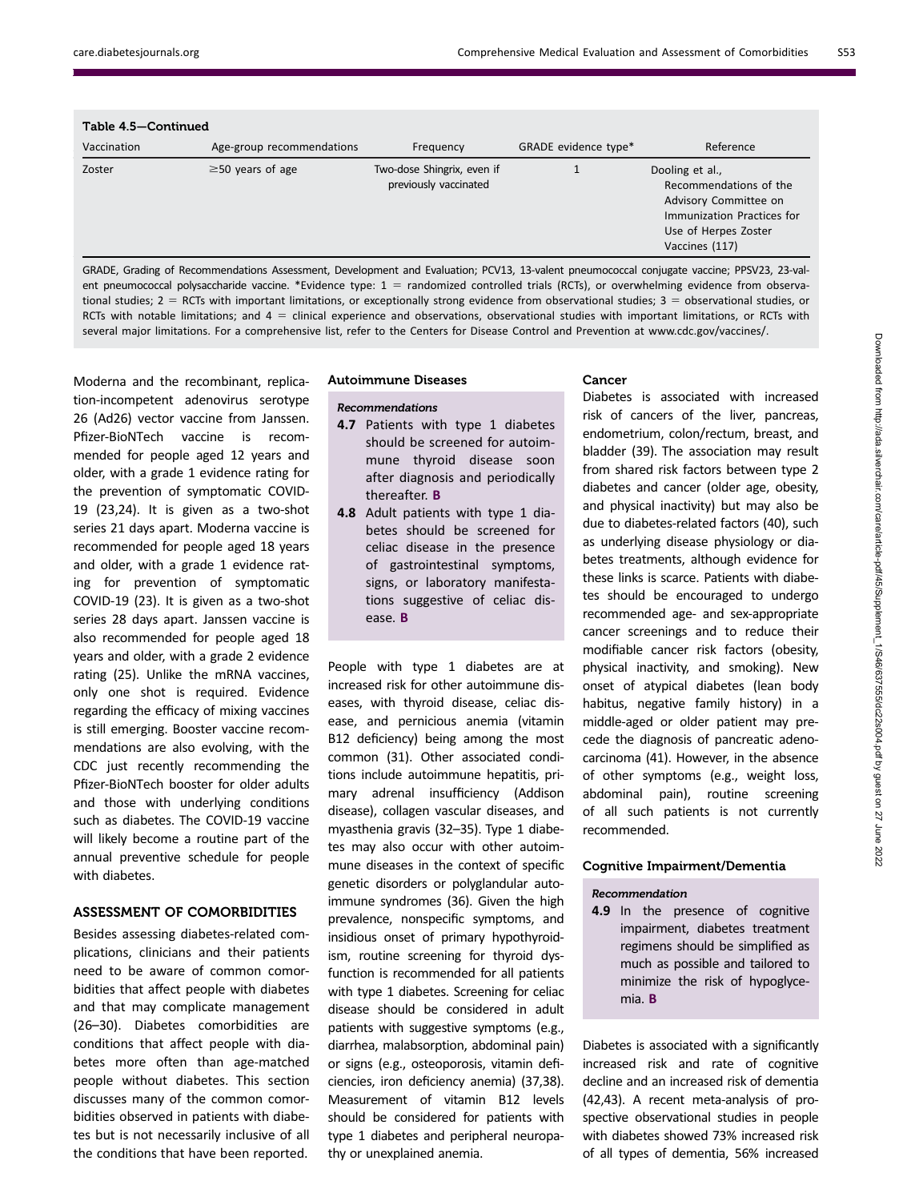Table 4.5—Continued

| Vaccination | Age-group recommendations | Frequency | GRADE evidence type* | Reference |
|---|---|---|---|---|
| Zoster | ≥50 years of age | Two-dose Shingrix, even if previously vaccinated | 1 | Dooling et al., Recommendations of the Advisory Committee on Immunization Practices for Use of Herpes Zoster Vaccines (117) |

GRADE, Grading of Recommendations Assessment, Development and Evaluation; PCV13, 13-valent pneumococcal conjugate vaccine; PPSV23, 23-valent pneumococcal polysaccharide vaccine. *Evidence type: 1 = randomized controlled trials (RCTs), or overwhelming evidence from observational studies; 2 = RCTs with important limitations, or exceptionally strong evidence from observational studies; 3 = observational studies, or RCTs with notable limitations; and 4 = clinical experience and observations, observational studies with important limitations, or RCTs with several major limitations. For a comprehensive list, refer to the Centers for Disease Control and Prevention at www.cdc.gov/vaccines/.

Moderna and the recombinant, replication-incompetent adenovirus serotype 26 (Ad26) vector vaccine from Janssen. Pfizer-BioNTech vaccine is recommended for people aged 12 years and older, with a grade 1 evidence rating for the prevention of symptomatic COVID-19 (23,24). It is given as a two-shot series 21 days apart. Moderna vaccine is recommended for people aged 18 years and older, with a grade 1 evidence rating for prevention of symptomatic COVID-19 (23). It is given as a two-shot series 28 days apart. Janssen vaccine is also recommended for people aged 18 years and older, with a grade 2 evidence rating (25). Unlike the mRNA vaccines, only one shot is required. Evidence regarding the efficacy of mixing vaccines is still emerging. Booster vaccine recommendations are also evolving, with the CDC just recently recommending the Pfizer-BioNTech booster for older adults and those with underlying conditions such as diabetes. The COVID-19 vaccine will likely become a routine part of the annual preventive schedule for people with diabetes.

## ASSESSMENT OF COMORBIDITIES

Besides assessing diabetes-related complications, clinicians and their patients need to be aware of common comorbidities that affect people with diabetes and that may complicate management (26–30). Diabetes comorbidities are conditions that affect people with diabetes more often than age-matched people without diabetes. This section discusses many of the common comorbidities observed in patients with diabetes but is not necessarily inclusive of all the conditions that have been reported.

### Autoimmune Diseases

*Recommendations*

**4.7** Patients with type 1 diabetes should be screened for autoimmune thyroid disease soon after diagnosis and periodically thereafter. **B**

**4.8** Adult patients with type 1 diabetes should be screened for celiac disease in the presence of gastrointestinal symptoms, signs, or laboratory manifestations suggestive of celiac disease. **B**

People with type 1 diabetes are at increased risk for other autoimmune diseases, with thyroid disease, celiac disease, and pernicious anemia (vitamin B12 deficiency) being among the most common (31). Other associated conditions include autoimmune hepatitis, primary adrenal insufficiency (Addison disease), collagen vascular diseases, and myasthenia gravis (32–35). Type 1 diabetes may also occur with other autoimmune diseases in the context of specific genetic disorders or polyglandular autoimmune syndromes (36). Given the high prevalence, nonspecific symptoms, and insidious onset of primary hypothyroidism, routine screening for thyroid dysfunction is recommended for all patients with type 1 diabetes. Screening for celiac disease should be considered in adult patients with suggestive symptoms (e.g., diarrhea, malabsorption, abdominal pain) or signs (e.g., osteoporosis, vitamin deficiencies, iron deficiency anemia) (37,38). Measurement of vitamin B12 levels should be considered for patients with type 1 diabetes and peripheral neuropathy or unexplained anemia.

### Cancer

Diabetes is associated with increased risk of cancers of the liver, pancreas, endometrium, colon/rectum, breast, and bladder (39). The association may result from shared risk factors between type 2 diabetes and cancer (older age, obesity, and physical inactivity) but may also be due to diabetes-related factors (40), such as underlying disease physiology or diabetes treatments, although evidence for these links is scarce. Patients with diabetes should be encouraged to undergo recommended age- and sex-appropriate cancer screenings and to reduce their modifiable cancer risk factors (obesity, physical inactivity, and smoking). New onset of atypical diabetes (lean body habitus, negative family history) in a middle-aged or older patient may precede the diagnosis of pancreatic adenocarcinoma (41). However, in the absence of other symptoms (e.g., weight loss, abdominal pain), routine screening of all such patients is not currently recommended.

### Cognitive Impairment/Dementia

*Recommendation*

**4.9** In the presence of cognitive impairment, diabetes treatment regimens should be simplified as much as possible and tailored to minimize the risk of hypoglycemia. **B**

Diabetes is associated with a significantly increased risk and rate of cognitive decline and an increased risk of dementia (42,43). A recent meta-analysis of prospective observational studies in people with diabetes showed 73% increased risk of all types of dementia, 56% increased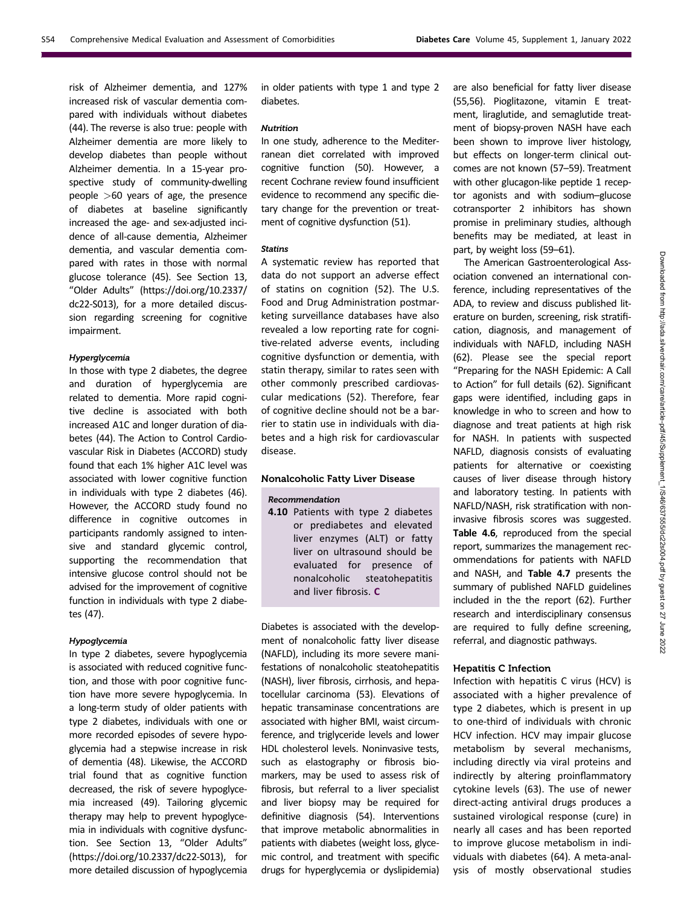risk of Alzheimer dementia, and 127% increased risk of vascular dementia compared with individuals without diabetes (44). The reverse is also true: people with Alzheimer dementia are more likely to develop diabetes than people without Alzheimer dementia. In a 15-year prospective study of community-dwelling people >60 years of age, the presence of diabetes at baseline significantly increased the age- and sex-adjusted incidence of all-cause dementia, Alzheimer dementia, and vascular dementia compared with rates in those with normal glucose tolerance (45). See Section 13, "Older Adults" (https://doi.org/10.2337/dc22-S013), for a more detailed discussion regarding screening for cognitive impairment.

#### *Hyperglycemia*

In those with type 2 diabetes, the degree and duration of hyperglycemia are related to dementia. More rapid cognitive decline is associated with both increased A1C and longer duration of diabetes (44). The Action to Control Cardiovascular Risk in Diabetes (ACCORD) study found that each 1% higher A1C level was associated with lower cognitive function in individuals with type 2 diabetes (46). However, the ACCORD study found no difference in cognitive outcomes in participants randomly assigned to intensive and standard glycemic control, supporting the recommendation that intensive glucose control should not be advised for the improvement of cognitive function in individuals with type 2 diabetes (47).

#### *Hypoglycemia*

In type 2 diabetes, severe hypoglycemia is associated with reduced cognitive function, and those with poor cognitive function have more severe hypoglycemia. In a long-term study of older patients with type 2 diabetes, individuals with one or more recorded episodes of severe hypoglycemia had a stepwise increase in risk of dementia (48). Likewise, the ACCORD trial found that as cognitive function decreased, the risk of severe hypoglycemia increased (49). Tailoring glycemic therapy may help to prevent hypoglycemia in individuals with cognitive dysfunction. See Section 13, "Older Adults" (https://doi.org/10.2337/dc22-S013), for more detailed discussion of hypoglycemia in older patients with type 1 and type 2 diabetes.

#### *Nutrition*

In one study, adherence to the Mediterranean diet correlated with improved cognitive function (50). However, a recent Cochrane review found insufficient evidence to recommend any specific dietary change for the prevention or treatment of cognitive dysfunction (51).

#### *Statins*

A systematic review has reported that data do not support an adverse effect of statins on cognition (52). The U.S. Food and Drug Administration postmarketing surveillance databases have also revealed a low reporting rate for cognitive-related adverse events, including cognitive dysfunction or dementia, with statin therapy, similar to rates seen with other commonly prescribed cardiovascular medications (52). Therefore, fear of cognitive decline should not be a barrier to statin use in individuals with diabetes and a high risk for cardiovascular disease.

### Nonalcoholic Fatty Liver Disease

#### *Recommendation*

**4.10** Patients with type 2 diabetes or prediabetes and elevated liver enzymes (ALT) or fatty liver on ultrasound should be evaluated for presence of nonalcoholic steatohepatitis and liver fibrosis. **C**

Diabetes is associated with the development of nonalcoholic fatty liver disease (NAFLD), including its more severe manifestations of nonalcoholic steatohepatitis (NASH), liver fibrosis, cirrhosis, and hepatocellular carcinoma (53). Elevations of hepatic transaminase concentrations are associated with higher BMI, waist circumference, and triglyceride levels and lower HDL cholesterol levels. Noninvasive tests, such as elastography or fibrosis biomarkers, may be used to assess risk of fibrosis, but referral to a liver specialist and liver biopsy may be required for definitive diagnosis (54). Interventions that improve metabolic abnormalities in patients with diabetes (weight loss, glycemic control, and treatment with specific drugs for hyperglycemia or dyslipidemia) are also beneficial for fatty liver disease (55,56). Pioglitazone, vitamin E treatment, liraglutide, and semaglutide treatment of biopsy-proven NASH have each been shown to improve liver histology, but effects on longer-term clinical outcomes are not known (57–59). Treatment with other glucagon-like peptide 1 receptor agonists and with sodium–glucose cotransporter 2 inhibitors has shown promise in preliminary studies, although benefits may be mediated, at least in part, by weight loss (59–61).

The American Gastroenterological Association convened an international conference, including representatives of the ADA, to review and discuss published literature on burden, screening, risk stratification, diagnosis, and management of individuals with NAFLD, including NASH (62). Please see the special report "Preparing for the NASH Epidemic: A Call to Action" for full details (62). Significant gaps were identified, including gaps in knowledge in who to screen and how to diagnose and treat patients at high risk for NASH. In patients with suspected NAFLD, diagnosis consists of evaluating patients for alternative or coexisting causes of liver disease through history and laboratory testing. In patients with NAFLD/NASH, risk stratification with noninvasive fibrosis scores was suggested. **Table 4.6**, reproduced from the special report, summarizes the management recommendations for patients with NAFLD and NASH, and **Table 4.7** presents the summary of published NAFLD guidelines included in the the report (62). Further research and interdisciplinary consensus are required to fully define screening, referral, and diagnostic pathways.

### Hepatitis C Infection

Infection with hepatitis C virus (HCV) is associated with a higher prevalence of type 2 diabetes, which is present in up to one-third of individuals with chronic HCV infection. HCV may impair glucose metabolism by several mechanisms, including directly via viral proteins and indirectly by altering proinflammatory cytokine levels (63). The use of newer direct-acting antiviral drugs produces a sustained virological response (cure) in nearly all cases and has been reported to improve glucose metabolism in individuals with diabetes (64). A meta-analysis of mostly observational studies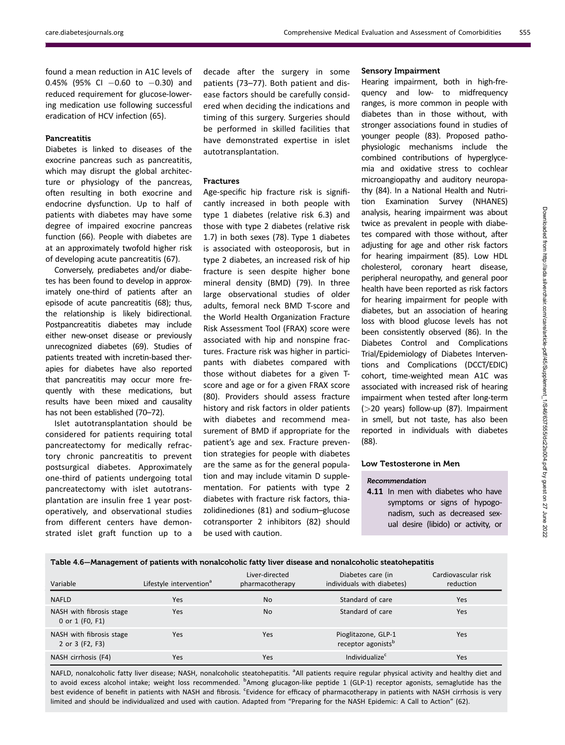found a mean reduction in A1C levels of 0.45% (95% CI −0.60 to −0.30) and reduced requirement for glucose-lowering medication use following successful eradication of HCV infection (65).

### Pancreatitis

Diabetes is linked to diseases of the exocrine pancreas such as pancreatitis, which may disrupt the global architecture or physiology of the pancreas, often resulting in both exocrine and endocrine dysfunction. Up to half of patients with diabetes may have some degree of impaired exocrine pancreas function (66). People with diabetes are at an approximately twofold higher risk of developing acute pancreatitis (67).

Conversely, prediabetes and/or diabetes has been found to develop in approximately one-third of patients after an episode of acute pancreatitis (68); thus, the relationship is likely bidirectional. Postpancreatitis diabetes may include either new-onset disease or previously unrecognized diabetes (69). Studies of patients treated with incretin-based therapies for diabetes have also reported that pancreatitis may occur more frequently with these medications, but results have been mixed and causality has not been established (70–72).

Islet autotransplantation should be considered for patients requiring total pancreatectomy for medically refractory chronic pancreatitis to prevent postsurgical diabetes. Approximately one-third of patients undergoing total pancreatectomy with islet autotransplantation are insulin free 1 year postoperatively, and observational studies from different centers have demonstrated islet graft function up to a decade after the surgery in some patients (73–77). Both patient and disease factors should be carefully considered when deciding the indications and timing of this surgery. Surgeries should be performed in skilled facilities that have demonstrated expertise in islet autotransplantation.

### Fractures

Age-specific hip fracture risk is significantly increased in both people with type 1 diabetes (relative risk 6.3) and those with type 2 diabetes (relative risk 1.7) in both sexes (78). Type 1 diabetes is associated with osteoporosis, but in type 2 diabetes, an increased risk of hip fracture is seen despite higher bone mineral density (BMD) (79). In three large observational studies of older adults, femoral neck BMD T-score and the World Health Organization Fracture Risk Assessment Tool (FRAX) score were associated with hip and nonspine fractures. Fracture risk was higher in participants with diabetes compared with those without diabetes for a given T-score and age or for a given FRAX score (80). Providers should assess fracture history and risk factors in older patients with diabetes and recommend measurement of BMD if appropriate for the patient's age and sex. Fracture prevention strategies for people with diabetes are the same as for the general population and may include vitamin D supplementation. For patients with type 2 diabetes with fracture risk factors, thiazolidinediones (81) and sodium–glucose cotransporter 2 inhibitors (82) should be used with caution.

### Sensory Impairment

Hearing impairment, both in high-frequency and low- to midfrequency ranges, is more common in people with diabetes than in those without, with stronger associations found in studies of younger people (83). Proposed pathophysiologic mechanisms include the combined contributions of hyperglycemia and oxidative stress to cochlear microangiopathy and auditory neuropathy (84). In a National Health and Nutrition Examination Survey (NHANES) analysis, hearing impairment was about twice as prevalent in people with diabetes compared with those without, after adjusting for age and other risk factors for hearing impairment (85). Low HDL cholesterol, coronary heart disease, peripheral neuropathy, and general poor health have been reported as risk factors for hearing impairment for people with diabetes, but an association of hearing loss with blood glucose levels has not been consistently observed (86). In the Diabetes Control and Complications Trial/Epidemiology of Diabetes Interventions and Complications (DCCT/EDIC) cohort, time-weighted mean A1C was associated with increased risk of hearing impairment when tested after long-term (>20 years) follow-up (87). Impairment in smell, but not taste, has also been reported in individuals with diabetes (88).

### Low Testosterone in Men

#### Recommendation

**4.11** In men with diabetes who have symptoms or signs of hypogonadism, such as decreased sexual desire (libido) or activity, or

**Table 4.6—Management of patients with nonalcoholic fatty liver disease and nonalcoholic steatohepatitis**

| Variable | Lifestyle intervention[a] | Liver-directed pharmacotherapy | Diabetes care (in individuals with diabetes) | Cardiovascular risk reduction |
|---|---|---|---|---|
| NAFLD | Yes | No | Standard of care | Yes |
| NASH with fibrosis stage 0 or 1 (F0, F1) | Yes | No | Standard of care | Yes |
| NASH with fibrosis stage 2 or 3 (F2, F3) | Yes | Yes | Pioglitazone, GLP-1 receptor agonists[b] | Yes |
| NASH cirrhosis (F4) | Yes | Yes | Individualize[c] | Yes |

NAFLD, nonalcoholic fatty liver disease; NASH, nonalcoholic steatohepatitis. [a]All patients require regular physical activity and healthy diet and to avoid excess alcohol intake; weight loss recommended. [b]Among glucagon-like peptide 1 (GLP-1) receptor agonists, semaglutide has the best evidence of benefit in patients with NASH and fibrosis. [c]Evidence for efficacy of pharmacotherapy in patients with NASH cirrhosis is very limited and should be individualized and used with caution. Adapted from "Preparing for the NASH Epidemic: A Call to Action" (62).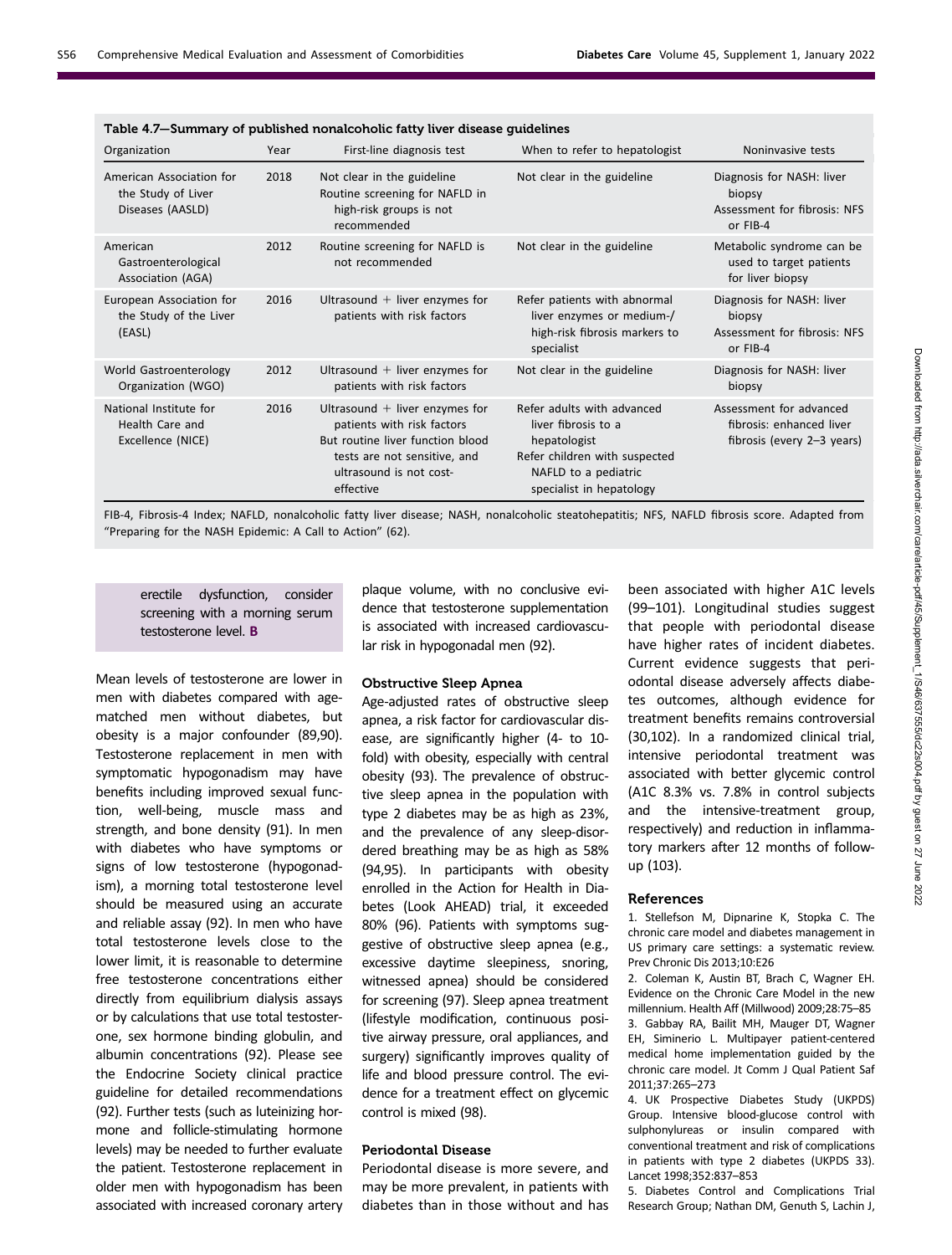**Table 4.7—Summary of published nonalcoholic fatty liver disease guidelines**

| Organization | Year | First-line diagnosis test | When to refer to hepatologist | Noninvasive tests |
|---|---|---|---|---|
| American Association for the Study of Liver Diseases (AASLD) | 2018 | Not clear in the guideline Routine screening for NAFLD in high-risk groups is not recommended | Not clear in the guideline | Diagnosis for NASH: liver biopsy Assessment for fibrosis: NFS or FIB-4 |
| American Gastroenterological Association (AGA) | 2012 | Routine screening for NAFLD is not recommended | Not clear in the guideline | Metabolic syndrome can be used to target patients for liver biopsy |
| European Association for the Study of the Liver (EASL) | 2016 | Ultrasound + liver enzymes for patients with risk factors | Refer patients with abnormal liver enzymes or medium-/high-risk fibrosis markers to specialist | Diagnosis for NASH: liver biopsy Assessment for fibrosis: NFS or FIB-4 |
| World Gastroenterology Organization (WGO) | 2012 | Ultrasound + liver enzymes for patients with risk factors | Not clear in the guideline | Diagnosis for NASH: liver biopsy |
| National Institute for Health Care and Excellence (NICE) | 2016 | Ultrasound + liver enzymes for patients with risk factors But routine liver function blood tests are not sensitive, and ultrasound is not cost-effective | Refer adults with advanced liver fibrosis to a hepatologist Refer children with suspected NAFLD to a pediatric specialist in hepatology | Assessment for advanced fibrosis: enhanced liver fibrosis (every 2–3 years) |

FIB-4, Fibrosis-4 Index; NAFLD, nonalcoholic fatty liver disease; NASH, nonalcoholic steatohepatitis; NFS, NAFLD fibrosis score. Adapted from "Preparing for the NASH Epidemic: A Call to Action" (62).

erectile dysfunction, consider screening with a morning serum testosterone level. **B**

Mean levels of testosterone are lower in men with diabetes compared with age-matched men without diabetes, but obesity is a major confounder (89,90). Testosterone replacement in men with symptomatic hypogonadism may have benefits including improved sexual function, well-being, muscle mass and strength, and bone density (91). In men with diabetes who have symptoms or signs of low testosterone (hypogonadism), a morning total testosterone level should be measured using an accurate and reliable assay (92). In men who have total testosterone levels close to the lower limit, it is reasonable to determine free testosterone concentrations either directly from equilibrium dialysis assays or by calculations that use total testosterone, sex hormone binding globulin, and albumin concentrations (92). Please see the Endocrine Society clinical practice guideline for detailed recommendations (92). Further tests (such as luteinizing hormone and follicle-stimulating hormone levels) may be needed to further evaluate the patient. Testosterone replacement in older men with hypogonadism has been associated with increased coronary artery plaque volume, with no conclusive evidence that testosterone supplementation is associated with increased cardiovascular risk in hypogonadal men (92).

### Obstructive Sleep Apnea

Age-adjusted rates of obstructive sleep apnea, a risk factor for cardiovascular disease, are significantly higher (4- to 10-fold) with obesity, especially with central obesity (93). The prevalence of obstructive sleep apnea in the population with type 2 diabetes may be as high as 23%, and the prevalence of any sleep-disordered breathing may be as high as 58% (94,95). In participants with obesity enrolled in the Action for Health in Diabetes (Look AHEAD) trial, it exceeded 80% (96). Patients with symptoms suggestive of obstructive sleep apnea (e.g., excessive daytime sleepiness, snoring, witnessed apnea) should be considered for screening (97). Sleep apnea treatment (lifestyle modification, continuous positive airway pressure, oral appliances, and surgery) significantly improves quality of life and blood pressure control. The evidence for a treatment effect on glycemic control is mixed (98).

### Periodontal Disease

Periodontal disease is more severe, and may be more prevalent, in patients with diabetes than in those without and has been associated with higher A1C levels (99–101). Longitudinal studies suggest that people with periodontal disease have higher rates of incident diabetes. Current evidence suggests that periodontal disease adversely affects diabetes outcomes, although evidence for treatment benefits remains controversial (30,102). In a randomized clinical trial, intensive periodontal treatment was associated with better glycemic control (A1C 8.3% vs. 7.8% in control subjects and the intensive-treatment group, respectively) and reduction in inflammatory markers after 12 months of follow-up (103).

## References

1. Stellefson M, Dipnarine K, Stopka C. The chronic care model and diabetes management in US primary care settings: a systematic review. Prev Chronic Dis 2013;10:E26
2. Coleman K, Austin BT, Brach C, Wagner EH. Evidence on the Chronic Care Model in the new millennium. Health Aff (Millwood) 2009;28:75–85
3. Gabbay RA, Bailit MH, Mauger DT, Wagner EH, Siminerio L. Multipayer patient-centered medical home implementation guided by the chronic care model. Jt Comm J Qual Patient Saf 2011;37:265–273
4. UK Prospective Diabetes Study (UKPDS) Group. Intensive blood-glucose control with sulphonylureas or insulin compared with conventional treatment and risk of complications in patients with type 2 diabetes (UKPDS 33). Lancet 1998;352:837–853
5. Diabetes Control and Complications Trial Research Group; Nathan DM, Genuth S, Lachin J,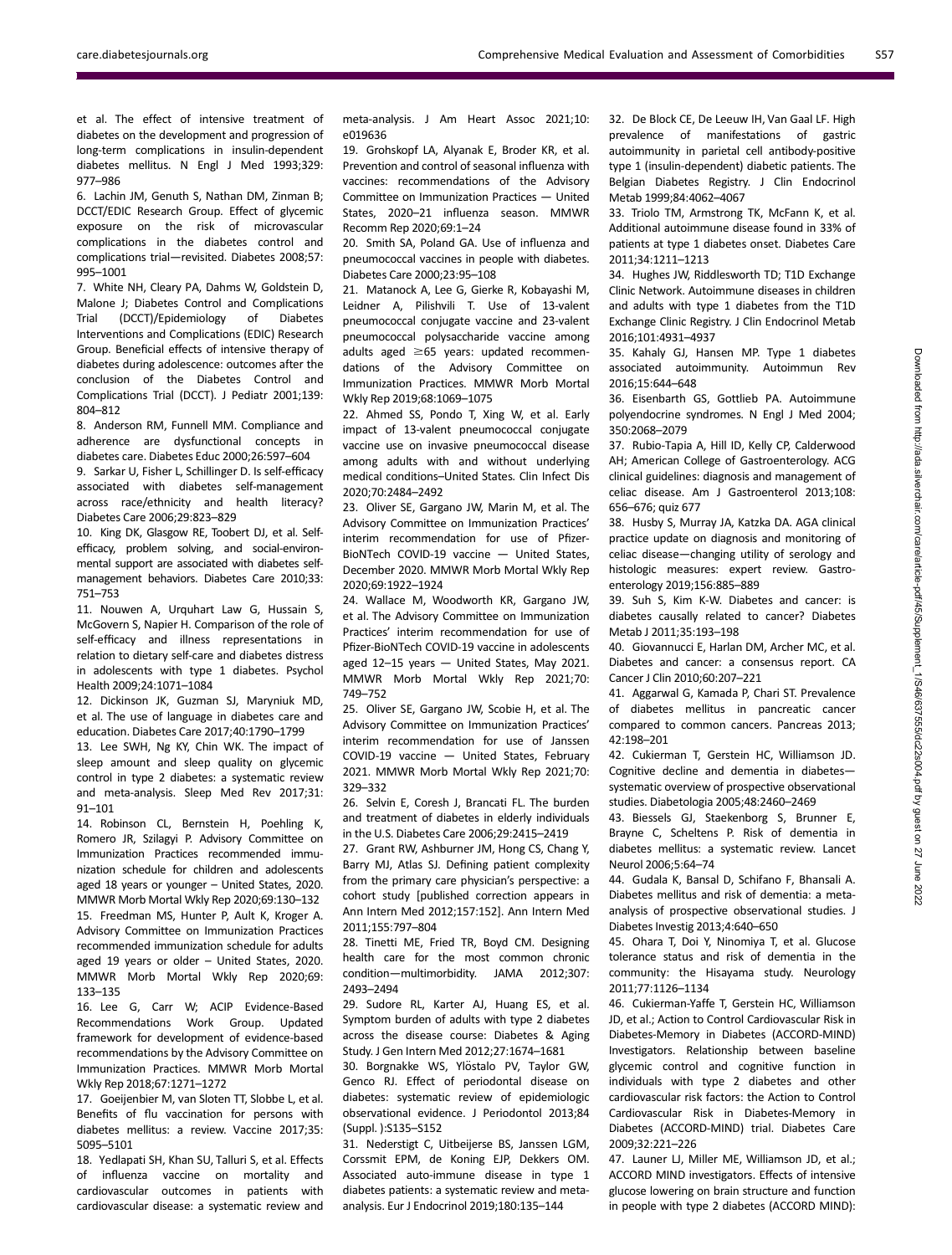et al. The effect of intensive treatment of diabetes on the development and progression of long-term complications in insulin-dependent diabetes mellitus. N Engl J Med 1993;329: 977–986

6. Lachin JM, Genuth S, Nathan DM, Zinman B; DCCT/EDIC Research Group. Effect of glycemic exposure on the risk of microvascular complications in the diabetes control and complications trial—revisited. Diabetes 2008;57: 995–1001

7. White NH, Cleary PA, Dahms W, Goldstein D, Malone J; Diabetes Control and Complications Trial (DCCT)/Epidemiology of Diabetes Interventions and Complications (EDIC) Research Group. Beneficial effects of intensive therapy of diabetes during adolescence: outcomes after the conclusion of the Diabetes Control and Complications Trial (DCCT). J Pediatr 2001;139: 804–812

8. Anderson RM, Funnell MM. Compliance and adherence are dysfunctional concepts in diabetes care. Diabetes Educ 2000;26:597–604

9. Sarkar U, Fisher L, Schillinger D. Is self-efficacy associated with diabetes self-management across race/ethnicity and health literacy? Diabetes Care 2006;29:823–829

10. King DK, Glasgow RE, Toobert DJ, et al. Self-efficacy, problem solving, and social-environmental support are associated with diabetes self-management behaviors. Diabetes Care 2010;33: 751–753

11. Nouwen A, Urquhart Law G, Hussain S, McGovern S, Napier H. Comparison of the role of self-efficacy and illness representations in relation to dietary self-care and diabetes distress in adolescents with type 1 diabetes. Psychol Health 2009;24:1071–1084

12. Dickinson JK, Guzman SJ, Maryniuk MD, et al. The use of language in diabetes care and education. Diabetes Care 2017;40:1790–1799

13. Lee SWH, Ng KY, Chin WK. The impact of sleep amount and sleep quality on glycemic control in type 2 diabetes: a systematic review and meta-analysis. Sleep Med Rev 2017;31: 91–101

14. Robinson CL, Bernstein H, Poehling K, Romero JR, Szilagyi P. Advisory Committee on Immunization Practices recommended immunization schedule for children and adolescents aged 18 years or younger – United States, 2020. MMWR Morb Mortal Wkly Rep 2020;69:130–132

15. Freedman MS, Hunter P, Ault K, Kroger A. Advisory Committee on Immunization Practices recommended immunization schedule for adults aged 19 years or older – United States, 2020. MMWR Morb Mortal Wkly Rep 2020;69: 133–135

16. Lee G, Carr W; ACIP Evidence-Based Recommendations Work Group. Updated framework for development of evidence-based recommendations by the Advisory Committee on Immunization Practices. MMWR Morb Mortal Wkly Rep 2018;67:1271–1272

17. Goeijenbier M, van Sloten TT, Slobbe L, et al. Benefits of flu vaccination for persons with diabetes mellitus: a review. Vaccine 2017;35: 5095–5101

18. Yedlapati SH, Khan SU, Talluri S, et al. Effects of influenza vaccine on mortality and cardiovascular outcomes in patients with cardiovascular disease: a systematic review and meta-analysis. J Am Heart Assoc 2021;10: e019636

19. Grohskopf LA, Alyanak E, Broder KR, et al. Prevention and control of seasonal influenza with vaccines: recommendations of the Advisory Committee on Immunization Practices — United States, 2020–21 influenza season. MMWR Recomm Rep 2020;69:1–24

20. Smith SA, Poland GA. Use of influenza and pneumococcal vaccines in people with diabetes. Diabetes Care 2000;23:95–108

21. Matanock A, Lee G, Gierke R, Kobayashi M, Leidner A, Pilishvili T. Use of 13-valent pneumococcal conjugate vaccine and 23-valent pneumococcal polysaccharide vaccine among adults aged ≥65 years: updated recommendations of the Advisory Committee on Immunization Practices. MMWR Morb Mortal Wkly Rep 2019;68:1069–1075

22. Ahmed SS, Pondo T, Xing W, et al. Early impact of 13-valent pneumococcal conjugate vaccine use on invasive pneumococcal disease among adults with and without underlying medical conditions–United States. Clin Infect Dis 2020;70:2484–2492

23. Oliver SE, Gargano JW, Marin M, et al. The Advisory Committee on Immunization Practices' interim recommendation for use of Pfizer-BioNTech COVID-19 vaccine — United States, December 2020. MMWR Morb Mortal Wkly Rep 2020;69:1922–1924

24. Wallace M, Woodworth KR, Gargano JW, et al. The Advisory Committee on Immunization Practices' interim recommendation for use of Pfizer-BioNTech COVID-19 vaccine in adolescents aged 12–15 years — United States, May 2021. MMWR Morb Mortal Wkly Rep 2021;70: 749–752

25. Oliver SE, Gargano JW, Scobie H, et al. The Advisory Committee on Immunization Practices' interim recommendation for use of Janssen COVID-19 vaccine — United States, February 2021. MMWR Morb Mortal Wkly Rep 2021;70: 329–332

26. Selvin E, Coresh J, Brancati FL. The burden and treatment of diabetes in elderly individuals in the U.S. Diabetes Care 2006;29:2415–2419

27. Grant RW, Ashburner JM, Hong CS, Chang Y, Barry MJ, Atlas SJ. Defining patient complexity from the primary care physician's perspective: a cohort study [published correction appears in Ann Intern Med 2012;157:152]. Ann Intern Med 2011;155:797–804

28. Tinetti ME, Fried TR, Boyd CM. Designing health care for the most common chronic condition—multimorbidity. JAMA 2012;307: 2493–2494

29. Sudore RL, Karter AJ, Huang ES, et al. Symptom burden of adults with type 2 diabetes across the disease course: Diabetes & Aging Study. J Gen Intern Med 2012;27:1674–1681

30. Borgnakke WS, Ylöstalo PV, Taylor GW, Genco RJ. Effect of periodontal disease on diabetes: systematic review of epidemiologic observational evidence. J Periodontol 2013;84 (Suppl. ):S135–S152

31. Nederstigt C, Uitbeijerse BS, Janssen LGM, Corssmit EPM, de Koning EJP, Dekkers OM. Associated auto-immune disease in type 1 diabetes patients: a systematic review and meta-analysis. Eur J Endocrinol 2019;180:135–144

32. De Block CE, De Leeuw IH, Van Gaal LF. High prevalence of manifestations of gastric autoimmunity in parietal cell antibody-positive type 1 (insulin-dependent) diabetic patients. The Belgian Diabetes Registry. J Clin Endocrinol Metab 1999;84:4062–4067

33. Triolo TM, Armstrong TK, McFann K, et al. Additional autoimmune disease found in 33% of patients at type 1 diabetes onset. Diabetes Care 2011;34:1211–1213

34. Hughes JW, Riddlesworth TD; T1D Exchange Clinic Network. Autoimmune diseases in children and adults with type 1 diabetes from the T1D Exchange Clinic Registry. J Clin Endocrinol Metab 2016;101:4931–4937

35. Kahaly GJ, Hansen MP. Type 1 diabetes associated autoimmunity. Autoimmun Rev 2016;15:644–648

36. Eisenbarth GS, Gottlieb PA. Autoimmune polyendocrine syndromes. N Engl J Med 2004; 350:2068–2079

37. Rubio-Tapia A, Hill ID, Kelly CP, Calderwood AH; American College of Gastroenterology. ACG clinical guidelines: diagnosis and management of celiac disease. Am J Gastroenterol 2013;108: 656–676; quiz 677

38. Husby S, Murray JA, Katzka DA. AGA clinical practice update on diagnosis and monitoring of celiac disease—changing utility of serology and histologic measures: expert review. Gastroenterology 2019;156:885–889

39. Suh S, Kim K-W. Diabetes and cancer: is diabetes causally related to cancer? Diabetes Metab J 2011;35:193–198

40. Giovannucci E, Harlan DM, Archer MC, et al. Diabetes and cancer: a consensus report. CA Cancer J Clin 2010;60:207–221

41. Aggarwal G, Kamada P, Chari ST. Prevalence of diabetes mellitus in pancreatic cancer compared to common cancers. Pancreas 2013; 42:198–201

42. Cukierman T, Gerstein HC, Williamson JD. Cognitive decline and dementia in diabetes—systematic overview of prospective observational studies. Diabetologia 2005;48:2460–2469

43. Biessels GJ, Staekenborg S, Brunner E, Brayne C, Scheltens P. Risk of dementia in diabetes mellitus: a systematic review. Lancet Neurol 2006;5:64–74

44. Gudala K, Bansal D, Schifano F, Bhansali A. Diabetes mellitus and risk of dementia: a meta-analysis of prospective observational studies. J Diabetes Investig 2013;4:640–650

45. Ohara T, Doi Y, Ninomiya T, et al. Glucose tolerance status and risk of dementia in the community: the Hisayama study. Neurology 2011;77:1126–1134

46. Cukierman-Yaffe T, Gerstein HC, Williamson JD, et al.; Action to Control Cardiovascular Risk in Diabetes-Memory in Diabetes (ACCORD-MIND) Investigators. Relationship between baseline glycemic control and cognitive function in individuals with type 2 diabetes and other cardiovascular risk factors: the Action to Control Cardiovascular Risk in Diabetes-Memory in Diabetes (ACCORD-MIND) trial. Diabetes Care 2009;32:221–226

47. Launer LJ, Miller ME, Williamson JD, et al.; ACCORD MIND investigators. Effects of intensive glucose lowering on brain structure and function in people with type 2 diabetes (ACCORD MIND):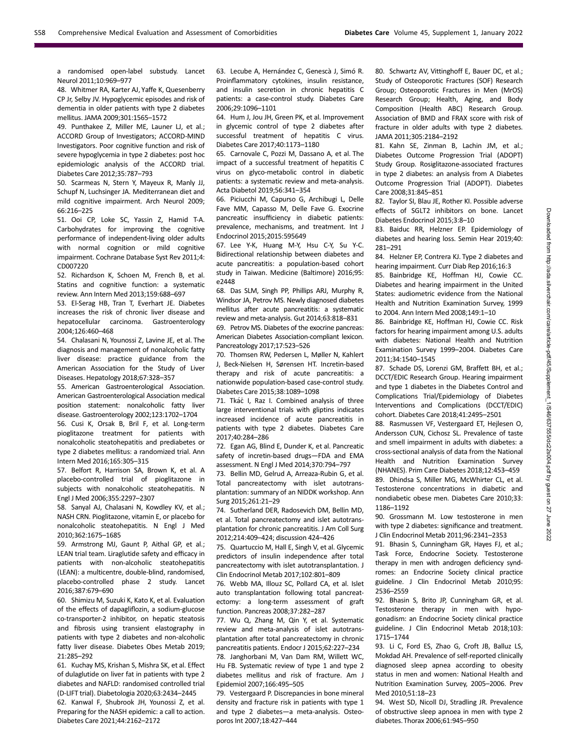a randomised open-label substudy. Lancet Neurol 2011;10:969–977

48. Whitmer RA, Karter AJ, Yaffe K, Quesenberry CP Jr, Selby JV. Hypoglycemic episodes and risk of dementia in older patients with type 2 diabetes mellitus. JAMA 2009;301:1565–1572

49. Punthakee Z, Miller ME, Launer LJ, et al.; ACCORD Group of Investigators; ACCORD-MIND Investigators. Poor cognitive function and risk of severe hypoglycemia in type 2 diabetes: post hoc epidemiologic analysis of the ACCORD trial. Diabetes Care 2012;35:787–793

50. Scarmeas N, Stern Y, Mayeux R, Manly JJ, Schupf N, Luchsinger JA. Mediterranean diet and mild cognitive impairment. Arch Neurol 2009; 66:216–225

51. Ooi CP, Loke SC, Yassin Z, Hamid T-A. Carbohydrates for improving the cognitive performance of independent-living older adults with normal cognition or mild cognitive impairment. Cochrane Database Syst Rev 2011;4: CD007220

52. Richardson K, Schoen M, French B, et al. Statins and cognitive function: a systematic review. Ann Intern Med 2013;159:688–697

53. El-Serag HB, Tran T, Everhart JE. Diabetes increases the risk of chronic liver disease and hepatocellular carcinoma. Gastroenterology 2004;126:460–468

54. Chalasani N, Younossi Z, Lavine JE, et al. The diagnosis and management of nonalcoholic fatty liver disease: practice guidance from the American Association for the Study of Liver Diseases. Hepatology 2018;67:328–357

55. American Gastroenterological Association. American Gastroenterological Association medical position statement: nonalcoholic fatty liver disease. Gastroenterology 2002;123:1702–1704

56. Cusi K, Orsak B, Bril F, et al. Long-term pioglitazone treatment for patients with nonalcoholic steatohepatitis and prediabetes or type 2 diabetes mellitus: a randomized trial. Ann Intern Med 2016;165:305–315

57. Belfort R, Harrison SA, Brown K, et al. A placebo-controlled trial of pioglitazone in subjects with nonalcoholic steatohepatitis. N Engl J Med 2006;355:2297–2307

58. Sanyal AJ, Chalasani N, Kowdley KV, et al.; NASH CRN. Pioglitazone, vitamin E, or placebo for nonalcoholic steatohepatitis. N Engl J Med 2010;362:1675–1685

59. Armstrong MJ, Gaunt P, Aithal GP, et al.; LEAN trial team. Liraglutide safety and efficacy in patients with non-alcoholic steatohepatitis (LEAN): a multicentre, double-blind, randomised, placebo-controlled phase 2 study. Lancet 2016;387:679–690

60. Shimizu M, Suzuki K, Kato K, et al. Evaluation of the effects of dapagliflozin, a sodium-glucose co-transporter-2 inhibitor, on hepatic steatosis and fibrosis using transient elastography in patients with type 2 diabetes and non-alcoholic fatty liver disease. Diabetes Obes Metab 2019; 21:285–292

61. Kuchay MS, Krishan S, Mishra SK, et al. Effect of dulaglutide on liver fat in patients with type 2 diabetes and NAFLD: randomised controlled trial (D-LIFT trial). Diabetologia 2020;63:2434–2445

62. Kanwal F, Shubrook JH, Younossi Z, et al. Preparing for the NASH epidemic: a call to action. Diabetes Care 2021;44:2162–2172

63. Lecube A, Hernández C, Genescà J, Simó R. Proinflammatory cytokines, insulin resistance, and insulin secretion in chronic hepatitis C patients: a case-control study. Diabetes Care 2006;29:1096–1101

64. Hum J, Jou JH, Green PK, et al. Improvement in glycemic control of type 2 diabetes after successful treatment of hepatitis C virus. Diabetes Care 2017;40:1173–1180

65. Carnovale C, Pozzi M, Dassano A, et al. The impact of a successful treatment of hepatitis C virus on glyco-metabolic control in diabetic patients: a systematic review and meta-analysis. Acta Diabetol 2019;56:341–354

66. Piciucchi M, Capurso G, Archibugi L, Delle Fave MM, Capasso M, Delle Fave G. Exocrine pancreatic insufficiency in diabetic patients: prevalence, mechanisms, and treatment. Int J Endocrinol 2015;2015:595649

67. Lee Y-K, Huang M-Y, Hsu C-Y, Su Y-C. Bidirectional relationship between diabetes and acute pancreatitis: a population-based cohort study in Taiwan. Medicine (Baltimore) 2016;95: e2448

68. Das SLM, Singh PP, Phillips ARJ, Murphy R, Windsor JA, Petrov MS. Newly diagnosed diabetes mellitus after acute pancreatitis: a systematic review and meta-analysis. Gut 2014;63:818–831

69. Petrov MS. Diabetes of the exocrine pancreas: American Diabetes Association-compliant lexicon. Pancreatology 2017;17:523–526

70. Thomsen RW, Pedersen L, Møller N, Kahlert J, Beck-Nielsen H, Sørensen HT. Incretin-based therapy and risk of acute pancreatitis: a nationwide population-based case-control study. Diabetes Care 2015;38:1089–1098

71. Tkáč I, Raz I. Combined analysis of three large interventional trials with gliptins indicates increased incidence of acute pancreatitis in patients with type 2 diabetes. Diabetes Care 2017;40:284–286

72. Egan AG, Blind E, Dunder K, et al. Pancreatic safety of incretin-based drugs—FDA and EMA assessment. N Engl J Med 2014;370:794–797

73. Bellin MD, Gelrud A, Arreaza-Rubin G, et al. Total pancreatectomy with islet autotransplantation: summary of an NIDDK workshop. Ann Surg 2015;261:21–29

74. Sutherland DER, Radosevich DM, Bellin MD, et al. Total pancreatectomy and islet autotransplantation for chronic pancreatitis. J Am Coll Surg 2012;214:409–424; discussion 424–426

75. Quartuccio M, Hall E, Singh V, et al. Glycemic predictors of insulin independence after total pancreatectomy with islet autotransplantation. J Clin Endocrinol Metab 2017;102:801–809

76. Webb MA, Illouz SC, Pollard CA, et al. Islet auto transplantation following total pancreatectomy: a long-term assessment of graft function. Pancreas 2008;37:282–287

77. Wu Q, Zhang M, Qin Y, et al. Systematic review and meta-analysis of islet autotransplantation after total pancreatectomy in chronic pancreatitis patients. Endocr J 2015;62:227–234

78. Janghorbani M, Van Dam RM, Willett WC, Hu FB. Systematic review of type 1 and type 2 diabetes mellitus and risk of fracture. Am J Epidemiol 2007;166:495–505

79. Vestergaard P. Discrepancies in bone mineral density and fracture risk in patients with type 1 and type 2 diabetes—a meta-analysis. Osteoporos Int 2007;18:427–444

80. Schwartz AV, Vittinghoff E, Bauer DC, et al.; Study of Osteoporotic Fractures (SOF) Research Group; Osteoporotic Fractures in Men (MrOS) Research Group; Health, Aging, and Body Composition (Health ABC) Research Group. Association of BMD and FRAX score with risk of fracture in older adults with type 2 diabetes. JAMA 2011;305:2184–2192

81. Kahn SE, Zinman B, Lachin JM, et al.; Diabetes Outcome Progression Trial (ADOPT) Study Group. Rosiglitazone-associated fractures in type 2 diabetes: an analysis from A Diabetes Outcome Progression Trial (ADOPT). Diabetes Care 2008;31:845–851

82. Taylor SI, Blau JE, Rother KI. Possible adverse effects of SGLT2 inhibitors on bone. Lancet Diabetes Endocrinol 2015;3:8–10

83. Baiduc RR, Helzner EP. Epidemiology of diabetes and hearing loss. Semin Hear 2019;40: 281–291

84. Helzner EP, Contrera KJ. Type 2 diabetes and hearing impairment. Curr Diab Rep 2016;16:3

85. Bainbridge KE, Hoffman HJ, Cowie CC. Diabetes and hearing impairment in the United States: audiometric evidence from the National Health and Nutrition Examination Survey, 1999 to 2004. Ann Intern Med 2008;149:1–10

86. Bainbridge KE, Hoffman HJ, Cowie CC. Risk factors for hearing impairment among U.S. adults with diabetes: National Health and Nutrition Examination Survey 1999–2004. Diabetes Care 2011;34:1540–1545

87. Schade DS, Lorenzi GM, Braffett BH, et al.; DCCT/EDIC Research Group. Hearing impairment and type 1 diabetes in the Diabetes Control and Complications Trial/Epidemiology of Diabetes Interventions and Complications (DCCT/EDIC) cohort. Diabetes Care 2018;41:2495–2501

88. Rasmussen VF, Vestergaard ET, Hejlesen O, Andersson CUN, Cichosz SL. Prevalence of taste and smell impairment in adults with diabetes: a cross-sectional analysis of data from the National Health and Nutrition Examination Survey (NHANES). Prim Care Diabetes 2018;12:453–459

89. Dhindsa S, Miller MG, McWhirter CL, et al. Testosterone concentrations in diabetic and nondiabetic obese men. Diabetes Care 2010;33: 1186–1192

90. Grossmann M. Low testosterone in men with type 2 diabetes: significance and treatment. J Clin Endocrinol Metab 2011;96:2341–2353

91. Bhasin S, Cunningham GR, Hayes FJ, et al.; Task Force, Endocrine Society. Testosterone therapy in men with androgen deficiency syndromes: an Endocrine Society clinical practice guideline. J Clin Endocrinol Metab 2010;95: 2536–2559

92. Bhasin S, Brito JP, Cunningham GR, et al. Testosterone therapy in men with hypogonadism: an Endocrine Society clinical practice guideline. J Clin Endocrinol Metab 2018;103: 1715–1744

93. Li C, Ford ES, Zhao G, Croft JB, Balluz LS, Mokdad AH. Prevalence of self-reported clinically diagnosed sleep apnea according to obesity status in men and women: National Health and Nutrition Examination Survey, 2005–2006. Prev Med 2010;51:18–23

94. West SD, Nicoll DJ, Stradling JR. Prevalence of obstructive sleep apnoea in men with type 2 diabetes. Thorax 2006;61:945–950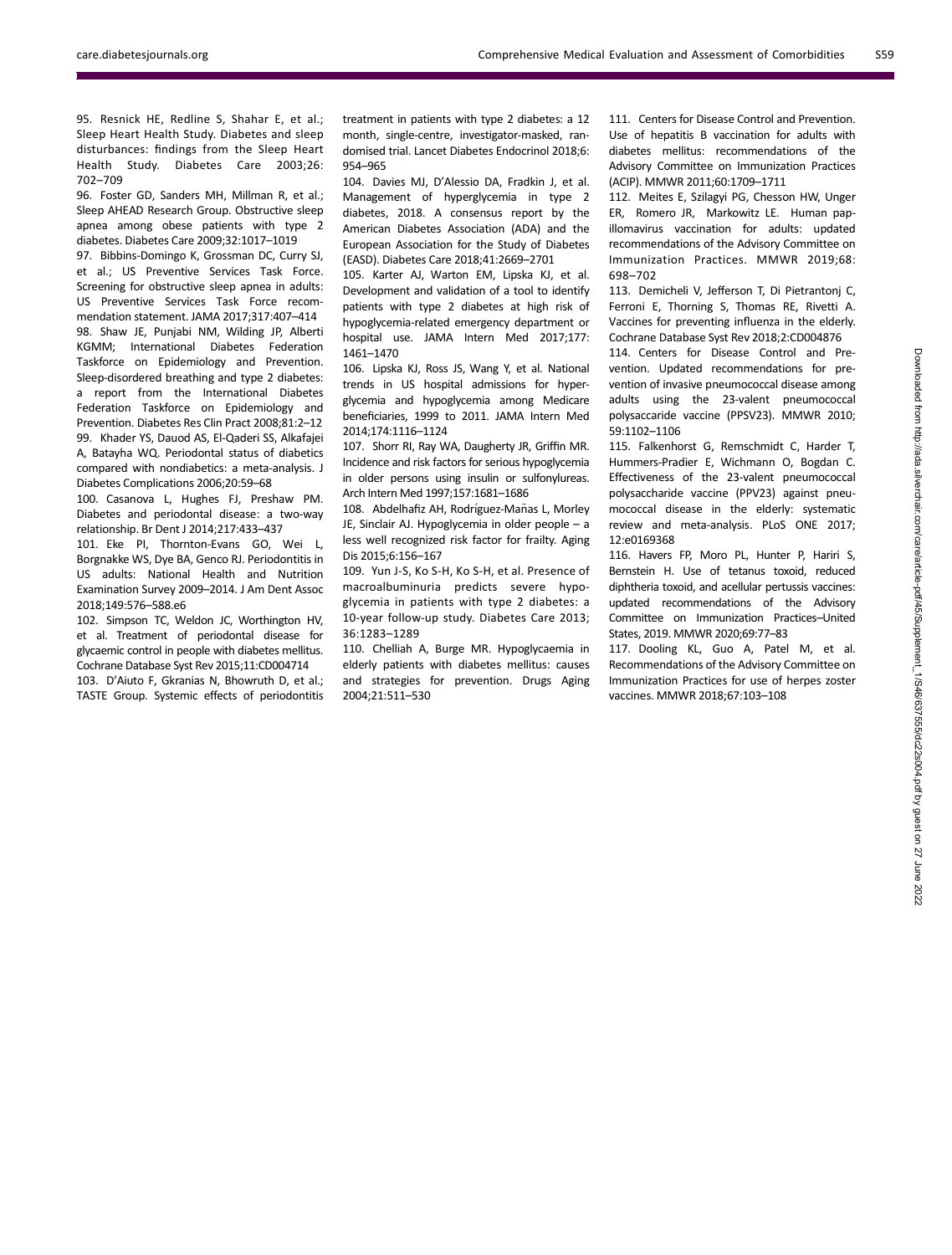95. Resnick HE, Redline S, Shahar E, et al.; Sleep Heart Health Study. Diabetes and sleep disturbances: findings from the Sleep Heart Health Study. Diabetes Care 2003;26: 702–709

96. Foster GD, Sanders MH, Millman R, et al.; Sleep AHEAD Research Group. Obstructive sleep apnea among obese patients with type 2 diabetes. Diabetes Care 2009;32:1017–1019

97. Bibbins-Domingo K, Grossman DC, Curry SJ, et al.; US Preventive Services Task Force. Screening for obstructive sleep apnea in adults: US Preventive Services Task Force recommendation statement. JAMA 2017;317:407–414

98. Shaw JE, Punjabi NM, Wilding JP, Alberti KGMM; International Diabetes Federation Taskforce on Epidemiology and Prevention. Sleep-disordered breathing and type 2 diabetes: a report from the International Diabetes Federation Taskforce on Epidemiology and Prevention. Diabetes Res Clin Pract 2008;81:2–12

99. Khader YS, Dauod AS, El-Qaderi SS, Alkafajei A, Batayha WQ. Periodontal status of diabetics compared with nondiabetics: a meta-analysis. J Diabetes Complications 2006;20:59–68

100. Casanova L, Hughes FJ, Preshaw PM. Diabetes and periodontal disease: a two-way relationship. Br Dent J 2014;217:433–437

101. Eke PI, Thornton-Evans GO, Wei L, Borgnakke WS, Dye BA, Genco RJ. Periodontitis in US adults: National Health and Nutrition Examination Survey 2009–2014. J Am Dent Assoc 2018;149:576–588.e6

102. Simpson TC, Weldon JC, Worthington HV, et al. Treatment of periodontal disease for glycaemic control in people with diabetes mellitus. Cochrane Database Syst Rev 2015;11:CD004714

103. D'Aiuto F, Gkranias N, Bhowruth D, et al.; TASTE Group. Systemic effects of periodontitis treatment in patients with type 2 diabetes: a 12 month, single-centre, investigator-masked, randomised trial. Lancet Diabetes Endocrinol 2018;6: 954–965

104. Davies MJ, D'Alessio DA, Fradkin J, et al. Management of hyperglycemia in type 2 diabetes, 2018. A consensus report by the American Diabetes Association (ADA) and the European Association for the Study of Diabetes (EASD). Diabetes Care 2018;41:2669–2701

105. Karter AJ, Warton EM, Lipska KJ, et al. Development and validation of a tool to identify patients with type 2 diabetes at high risk of hypoglycemia-related emergency department or hospital use. JAMA Intern Med 2017;177: 1461–1470

106. Lipska KJ, Ross JS, Wang Y, et al. National trends in US hospital admissions for hyperglycemia and hypoglycemia among Medicare beneficiaries, 1999 to 2011. JAMA Intern Med 2014;174:1116–1124

107. Shorr RI, Ray WA, Daugherty JR, Griffin MR. Incidence and risk factors for serious hypoglycemia in older persons using insulin or sulfonylureas. Arch Intern Med 1997;157:1681–1686

108. Abdelhafiz AH, Rodríguez-Mañas L, Morley JE, Sinclair AJ. Hypoglycemia in older people – a less well recognized risk factor for frailty. Aging Dis 2015;6:156–167

109. Yun J-S, Ko S-H, Ko S-H, et al. Presence of macroalbuminuria predicts severe hypoglycemia in patients with type 2 diabetes: a 10-year follow-up study. Diabetes Care 2013; 36:1283–1289

110. Chelliah A, Burge MR. Hypoglycaemia in elderly patients with diabetes mellitus: causes and strategies for prevention. Drugs Aging 2004;21:511–530

111. Centers for Disease Control and Prevention. Use of hepatitis B vaccination for adults with diabetes mellitus: recommendations of the Advisory Committee on Immunization Practices (ACIP). MMWR 2011;60:1709–1711

112. Meites E, Szilagyi PG, Chesson HW, Unger ER, Romero JR, Markowitz LE. Human papillomavirus vaccination for adults: updated recommendations of the Advisory Committee on Immunization Practices. MMWR 2019;68: 698–702

113. Demicheli V, Jefferson T, Di Pietrantonj C, Ferroni E, Thorning S, Thomas RE, Rivetti A. Vaccines for preventing influenza in the elderly. Cochrane Database Syst Rev 2018;2:CD004876

114. Centers for Disease Control and Prevention. Updated recommendations for prevention of invasive pneumococcal disease among adults using the 23-valent pneumococcal polysaccharide vaccine (PPSV23). MMWR 2010; 59:1102–1106

115. Falkenhorst G, Remschmidt C, Harder T, Hummers-Pradier E, Wichmann O, Bogdan C. Effectiveness of the 23-valent pneumococcal polysaccharide vaccine (PPV23) against pneumococcal disease in the elderly: systematic review and meta-analysis. PLoS ONE 2017; 12:e0169368

116. Havers FP, Moro PL, Hunter P, Hariri S, Bernstein H. Use of tetanus toxoid, reduced diphtheria toxoid, and acellular pertussis vaccines: updated recommendations of the Advisory Committee on Immunization Practices–United States, 2019. MMWR 2020;69:77–83

117. Dooling KL, Guo A, Patel M, et al. Recommendations of the Advisory Committee on Immunization Practices for use of herpes zoster vaccines. MMWR 2018;67:103–108